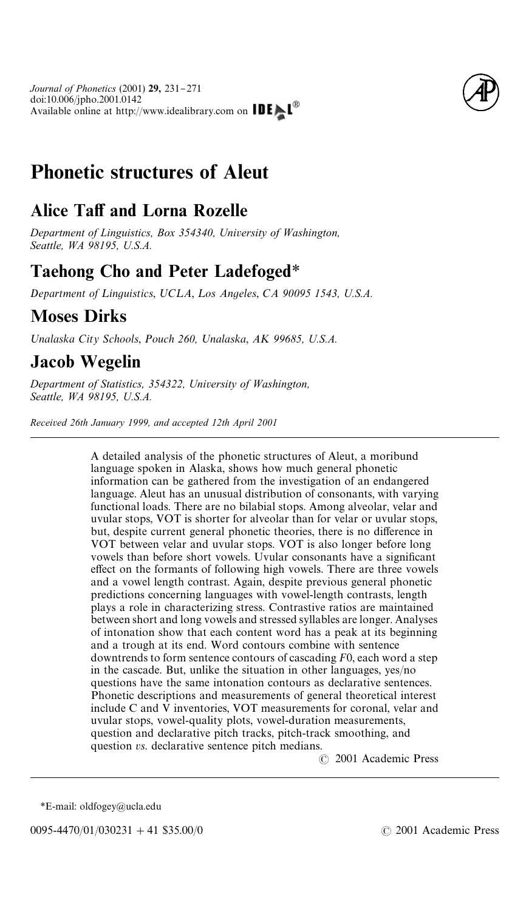# Phonetic structures of Aleut

## Alice Taff and Lorna Rozelle

*Department of Linguistics, Box 354340, University of Washington, Seattle, WA 98195, U.S.A.*

## Taehong Cho and Peter Ladefoged*

*Department of Linguistics, UCLA, Los Angeles, CA 90095 1543, U.S.A.*

## Moses Dirks

*Unalaska City Schools, Pouch 260, Unalaska, AK 99685, U.S.A.*

## Jacob Wegelin

*Department of Statistics, 354322, University of Washington, Seattle, WA 98195, U.S.A.*

*Received 26th January 1999, and accepted 12th April 2001*

A detailed analysis of the phonetic structures of Aleut, a moribund language spoken in Alaska, shows how much general phonetic information can be gathered from the investigation of an endangered language. Aleut has an unusual distribution of consonants, with varying functional loads. There are no bilabial stops. Among alveolar, velar and uvular stops, VOT is shorter for alveolar than for velar or uvular stops, but, despite current general phonetic theories, there is no difference in VOT between velar and uvular stops. VOT is also longer before long vowels than before short vowels. Uvular consonants have a significant effect on the formants of following high vowels. There are three vowels and a vowel length contrast. Again, despite previous general phonetic predictions concerning languages with vowel-length contrasts, length plays a role in characterizing stress. Contrastive ratios are maintained between short and long vowels and stressed syllables are longer. Analyses of intonation show that each content word has a peak at its beginning and a trough at its end. Word contours combine with sentence downtrends to form sentence contours of cascading $F0$, each word a step in the cascade. But, unlike the situation in other languages, yes/no questions have the same intonation contours as declarative sentences. Phonetic descriptions and measurements of general theoretical interest include C and V inventories, VOT measurements for coronal, velar and uvular stops, vowel-quality plots, vowel-duration measurements, question and declarative pitch tracks, pitch-track smoothing, and question *vs.* declarative sentence pitch medians.

© 2001 Academic Press

*E-mail: oldfogey@ucla.edu

0095-4470/01/030231 + 41 $35.00/0

© 2001 Academic Press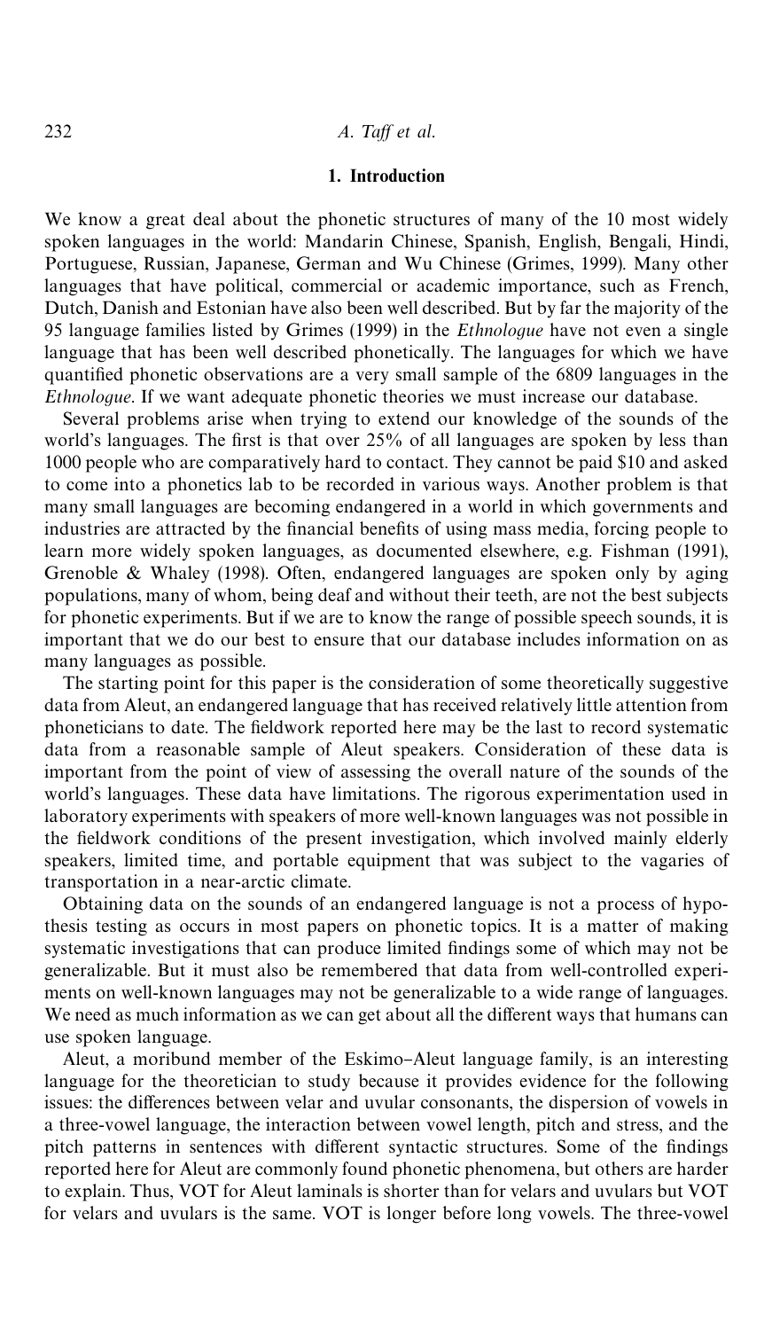## 1. Introduction

We know a great deal about the phonetic structures of many of the 10 most widely spoken languages in the world: Mandarin Chinese, Spanish, English, Bengali, Hindi, Portuguese, Russian, Japanese, German and Wu Chinese (Grimes, 1999). Many other languages that have political, commercial or academic importance, such as French, Dutch, Danish and Estonian have also been well described. But by far the majority of the 95 language families listed by Grimes (1999) in the *Ethnologue* have not even a single language that has been well described phonetically. The languages for which we have quantified phonetic observations are a very small sample of the 6809 languages in the *Ethnologue*. If we want adequate phonetic theories we must increase our database.

Several problems arise when trying to extend our knowledge of the sounds of the world's languages. The first is that over 25% of all languages are spoken by less than 1000 people who are comparatively hard to contact. They cannot be paid $10 and asked to come into a phonetics lab to be recorded in various ways. Another problem is that many small languages are becoming endangered in a world in which governments and industries are attracted by the financial benefits of using mass media, forcing people to learn more widely spoken languages, as documented elsewhere, e.g. Fishman (1991), Grenoble & Whaley (1998). Often, endangered languages are spoken only by aging populations, many of whom, being deaf and without their teeth, are not the best subjects for phonetic experiments. But if we are to know the range of possible speech sounds, it is important that we do our best to ensure that our database includes information on as many languages as possible.

The starting point for this paper is the consideration of some theoretically suggestive data from Aleut, an endangered language that has received relatively little attention from phoneticians to date. The fieldwork reported here may be the last to record systematic data from a reasonable sample of Aleut speakers. Consideration of these data is important from the point of view of assessing the overall nature of the sounds of the world's languages. These data have limitations. The rigorous experimentation used in laboratory experiments with speakers of more well-known languages was not possible in the fieldwork conditions of the present investigation, which involved mainly elderly speakers, limited time, and portable equipment that was subject to the vagaries of transportation in a near-arctic climate.

Obtaining data on the sounds of an endangered language is not a process of hypothesis testing as occurs in most papers on phonetic topics. It is a matter of making systematic investigations that can produce limited findings some of which may not be generalizable. But it must also be remembered that data from well-controlled experiments on well-known languages may not be generalizable to a wide range of languages. We need as much information as we can get about all the different ways that humans can use spoken language.

Aleut, a moribund member of the Eskimo–Aleut language family, is an interesting language for the theoretician to study because it provides evidence for the following issues: the differences between velar and uvular consonants, the dispersion of vowels in a three-vowel language, the interaction between vowel length, pitch and stress, and the pitch patterns in sentences with different syntactic structures. Some of the findings reported here for Aleut are commonly found phonetic phenomena, but others are harder to explain. Thus, VOT for Aleut laminals is shorter than for velars and uvulars but VOT for velars and uvulars is the same. VOT is longer before long vowels. The three-vowel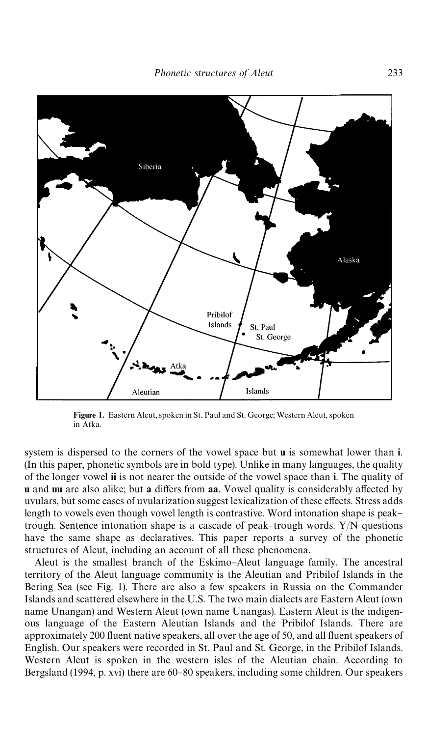**Figure 1.** Eastern Aleut, spoken in St. Paul and St. George; Western Aleut, spoken in Atka.

system is dispersed to the corners of the vowel space but **u** is somewhat lower than **i**. (In this paper, phonetic symbols are in bold type). Unlike in many languages, the quality of the longer vowel **ii** is not nearer the outside of the vowel space than **i**. The quality of **u** and **uu** are also alike; but **a** differs from **aa**. Vowel quality is considerably affected by uvulars, but some cases of uvularization suggest lexicalization of these effects. Stress adds length to vowels even though vowel length is contrastive. Word intonation shape is peak–trough. Sentence intonation shape is a cascade of peak–trough words. Y/N questions have the same shape as declaratives. This paper reports a survey of the phonetic structures of Aleut, including an account of all these phenomena.

Aleut is the smallest branch of the Eskimo–Aleut language family. The ancestral territory of the Aleut language community is the Aleutian and Pribilof Islands in the Bering Sea (see Fig. 1). There are also a few speakers in Russia on the Commander Islands and scattered elsewhere in the U.S. The two main dialects are Eastern Aleut (own name Unangan) and Western Aleut (own name Unangas). Eastern Aleut is the indigenous language of the Eastern Aleutian Islands and the Pribilof Islands. There are approximately 200 fluent native speakers, all over the age of 50, and all fluent speakers of English. Our speakers were recorded in St. Paul and St. George, in the Pribilof Islands. Western Aleut is spoken in the western isles of the Aleutian chain. According to Bergsland (1994, p. xvi) there are 60–80 speakers, including some children. Our speakers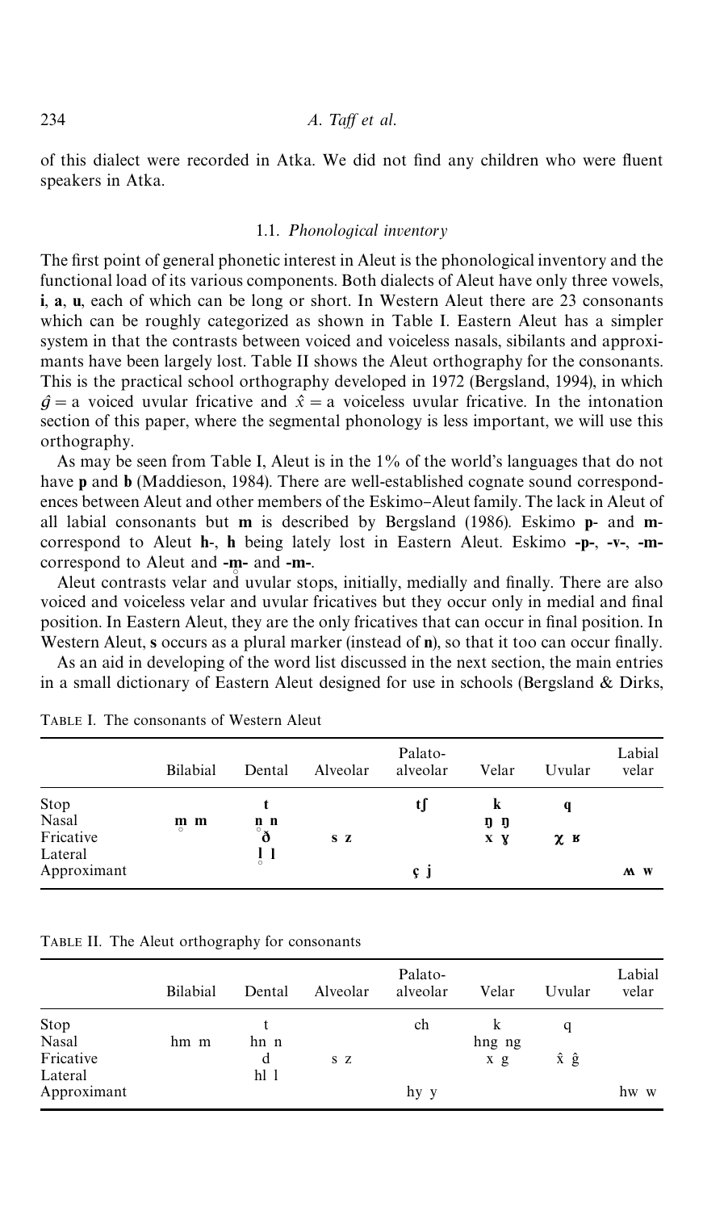of this dialect were recorded in Atka. We did not find any children who were fluent speakers in Atka.

### 1.1. *Phonological inventory*

The first point of general phonetic interest in Aleut is the phonological inventory and the functional load of its various components. Both dialects of Aleut have only three vowels, **i**, **a**, **u**, each of which can be long or short. In Western Aleut there are 23 consonants which can be roughly categorized as shown in Table I. Eastern Aleut has a simpler system in that the contrasts between voiced and voiceless nasals, sibilants and approximants have been largely lost. Table II shows the Aleut orthography for the consonants. This is the practical school orthography developed in 1972 (Bergsland, 1994), in which $\hat{g}$ = a voiced uvular fricative and $\hat{x}$ = a voiceless uvular fricative. In the intonation section of this paper, where the segmental phonology is less important, we will use this orthography.

As may be seen from Table I, Aleut is in the 1% of the world's languages that do not have **p** and **b** (Maddieson, 1984). There are well-established cognate sound correspondences between Aleut and other members of the Eskimo–Aleut family. The lack in Aleut of all labial consonants but **m** is described by Bergsland (1986). Eskimo **p-** and **m-** correspond to Aleut **h-**, **h** being lately lost in Eastern Aleut. Eskimo **-p-**, **-v-**, **-m-** correspond to Aleut and **-m̥-** and **-m-**.

Aleut contrasts velar and uvular stops, initially, medially and finally. There are also voiced and voiceless velar and uvular fricatives but they occur only in medial and final position. In Eastern Aleut, they are the only fricatives that can occur in final position. In Western Aleut, **s** occurs as a plural marker (instead of **n**), so that it too can occur finally.

As an aid in developing of the word list discussed in the next section, the main entries in a small dictionary of Eastern Aleut designed for use in schools (Bergsland & Dirks,

TABLE I. The consonants of Western Aleut

| | Bilabial | Dental | Alveolar | Palato-alveolar | Velar | Uvular | Labial velar |
|---|---|---|---|---|---|---|---|
| Stop | | **t** | | **tʃ** | **k** | **q** | |
| Nasal | **m̥ m** | **n̥ n** | | | **ŋ̊ ŋ** | | |
| Fricative | | **θ̊ ð** | **s z** | | **x ɣ** | **χ ʁ** | |
| Lateral | | **l̥ l** | | | | | |
| Approximant | | | | **ç j** | | | **ʍ w** |

TABLE II. The Aleut orthography for consonants

| | Bilabial | Dental | Alveolar | Palato-alveolar | Velar | Uvular | Labial velar |
|---|---|---|---|---|---|---|---|
| Stop | | t | | ch | k | q | |
| Nasal | hm m | hn n | | | hng ng | | |
| Fricative | | d | s z | | x g | $\hat{x}$ $\hat{g}$ | |
| Lateral | | hl l | | | | | |
| Approximant | | | | hy y | | | hw w |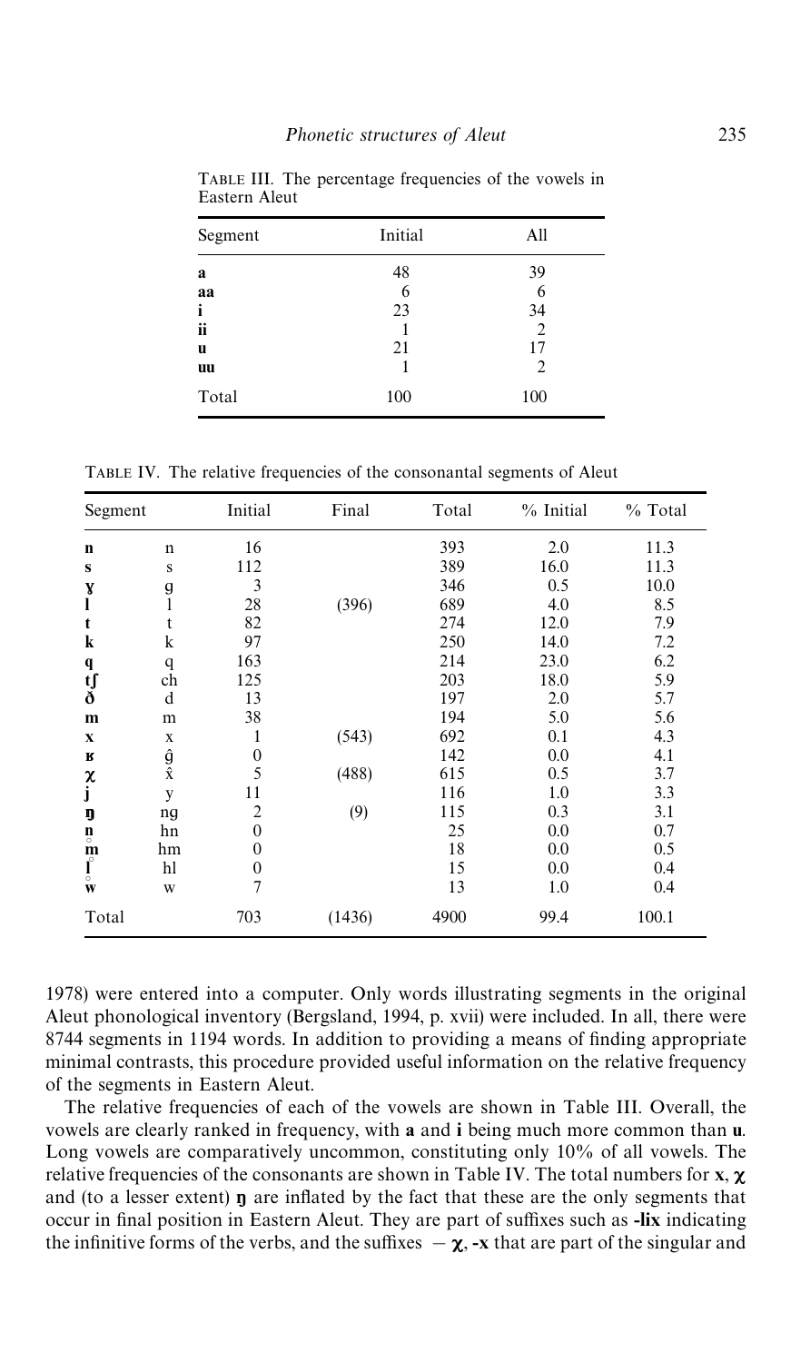TABLE III. The percentage frequencies of the vowels in Eastern Aleut

| Segment | Initial | All |
|---|---|---|
| **a** | 48 | 39 |
| **aa** | 6 | 6 |
| **i** | 23 | 34 |
| **ii** | 1 | 2 |
| **u** | 21 | 17 |
| **uu** | 1 | 2 |
| Total | 100 | 100 |

TABLE IV. The relative frequencies of the consonantal segments of Aleut

| Segment | | Initial | Final | Total | % Initial | % Total |
|---|---|---|---|---|---|---|
| **n** | n | 16 | | 393 | 2.0 | 11.3 |
| **s** | s | 112 | | 389 | 16.0 | 11.3 |
| **ɣ** | g | 3 | | 346 | 0.5 | 10.0 |
| **l** | l | 28 | (396) | 689 | 4.0 | 8.5 |
| **t** | t | 82 | | 274 | 12.0 | 7.9 |
| **k** | k | 97 | | 250 | 14.0 | 7.2 |
| **q** | q | 163 | | 214 | 23.0 | 6.2 |
| **tʃ** | ch | 125 | | 203 | 18.0 | 5.9 |
| **ð** | d | 13 | | 197 | 2.0 | 5.7 |
| **m** | m | 38 | | 194 | 5.0 | 5.6 |
| **x** | x | 1 | (543) | 692 | 0.1 | 4.3 |
| **ʁ** | ĝ | 0 | | 142 | 0.0 | 4.1 |
| **χ** | x̂ | 5 | (488) | 615 | 0.5 | 3.7 |
| **j** | y | 11 | | 116 | 1.0 | 3.3 |
| **ŋ** | ng | 2 | (9) | 115 | 0.3 | 3.1 |
| **n̥** | hn | 0 | | 25 | 0.0 | 0.7 |
| **m̥** | hm | 0 | | 18 | 0.0 | 0.5 |
| **l̥** | hl | 0 | | 15 | 0.0 | 0.4 |
| **w** | w | 7 | | 13 | 1.0 | 0.4 |
| Total | | 703 | (1436) | 4900 | 99.4 | 100.1 |

1978) were entered into a computer. Only words illustrating segments in the original Aleut phonological inventory (Bergsland, 1994, p. xvii) were included. In all, there were 8744 segments in 1194 words. In addition to providing a means of finding appropriate minimal contrasts, this procedure provided useful information on the relative frequency of the segments in Eastern Aleut.

The relative frequencies of each of the vowels are shown in Table III. Overall, the vowels are clearly ranked in frequency, with **a** and **i** being much more common than **u**. Long vowels are comparatively uncommon, constituting only 10% of all vowels. The relative frequencies of the consonants are shown in Table IV. The total numbers for **x**, **χ** and (to a lesser extent) **ŋ** are inflated by the fact that these are the only segments that occur in final position in Eastern Aleut. They are part of suffixes such as **-lix** indicating the infinitive forms of the verbs, and the suffixes **− χ**, **-x** that are part of the singular and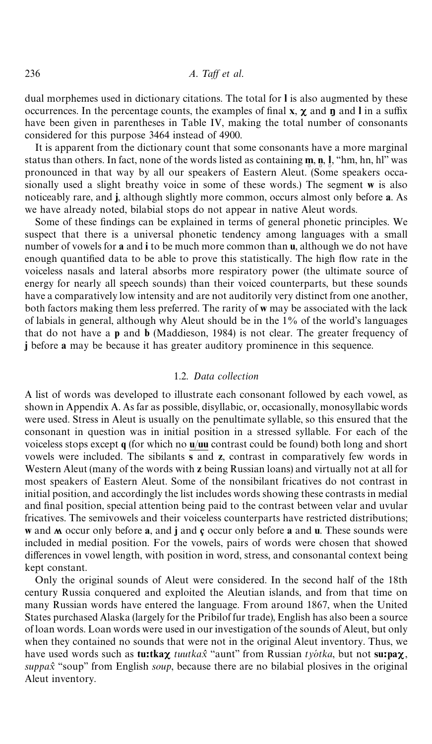dual morphemes used in dictionary citations. The total for **l** is also augmented by these occurrences. In the percentage counts, the examples of final **x**, **χ** and **ŋ** and **l** in a suffix have been given in parentheses in Table IV, making the total number of consonants considered for this purpose 3464 instead of 4900.

It is apparent from the dictionary count that some consonants have a more marginal status than others. In fact, none of the words listed as containing **m̥**, **n̥**, **l̥**, "hm, hn, hl" was pronounced in that way by all our speakers of Eastern Aleut. (Some speakers occasionally used a slight breathy voice in some of these words.) The segment **w** is also noticeably rare, and **j**, although slightly more common, occurs almost only before **a**. As we have already noted, bilabial stops do not appear in native Aleut words.

Some of these findings can be explained in terms of general phonetic principles. We suspect that there is a universal phonetic tendency among languages with a small number of vowels for **a** and **i** to be much more common than **u**, although we do not have enough quantified data to be able to prove this statistically. The high flow rate in the voiceless nasals and lateral absorbs more respiratory power (the ultimate source of energy for nearly all speech sounds) than their voiced counterparts, but these sounds have a comparatively low intensity and are not auditorily very distinct from one another, both factors making them less preferred. The rarity of **w** may be associated with the lack of labials in general, although why Aleut should be in the 1% of the world's languages that do not have a **p** and **b** (Maddieson, 1984) is not clear. The greater frequency of **j** before **a** may be because it has greater auditory prominence in this sequence.

### 1.2. *Data collection*

A list of words was developed to illustrate each consonant followed by each vowel, as shown in Appendix A. As far as possible, disyllabic, or, occasionally, monosyllabic words were used. Stress in Aleut is usually on the penultimate syllable, so this ensured that the consonant in question was in initial position in a stressed syllable. For each of the voiceless stops except **q** (for which no **u**/**uu** contrast could be found) both long and short vowels were included. The sibilants **s** and **z**, contrast in comparatively few words in Western Aleut (many of the words with **z** being Russian loans) and virtually not at all for most speakers of Eastern Aleut. Some of the nonsibilant fricatives do not contrast in initial position, and accordingly the list includes words showing these contrasts in medial and final position, special attention being paid to the contrast between velar and uvular fricatives. The semivowels and their voiceless counterparts have restricted distributions; **w** and **ʍ** occur only before **a**, and **j** and **ç** occur only before **a** and **u**. These sounds were included in medial position. For the vowels, pairs of words were chosen that showed differences in vowel length, with position in word, stress, and consonantal context being kept constant.

Only the original sounds of Aleut were considered. In the second half of the 18th century Russia conquered and exploited the Aleutian islands, and from that time on many Russian words have entered the language. From around 1867, when the United States purchased Alaska (largely for the Pribilof fur trade), English has also been a source of loan words. Loan words were used in our investigation of the sounds of Aleut, but only when they contained no sounds that were not in the original Aleut inventory. Thus, we have used words such as **tuːtkaχ** *tuutkax̂* "aunt" from Russian *tyótka*, but not **suːpaχ**, *suppax̂* "soup" from English *soup*, because there are no bilabial plosives in the original Aleut inventory.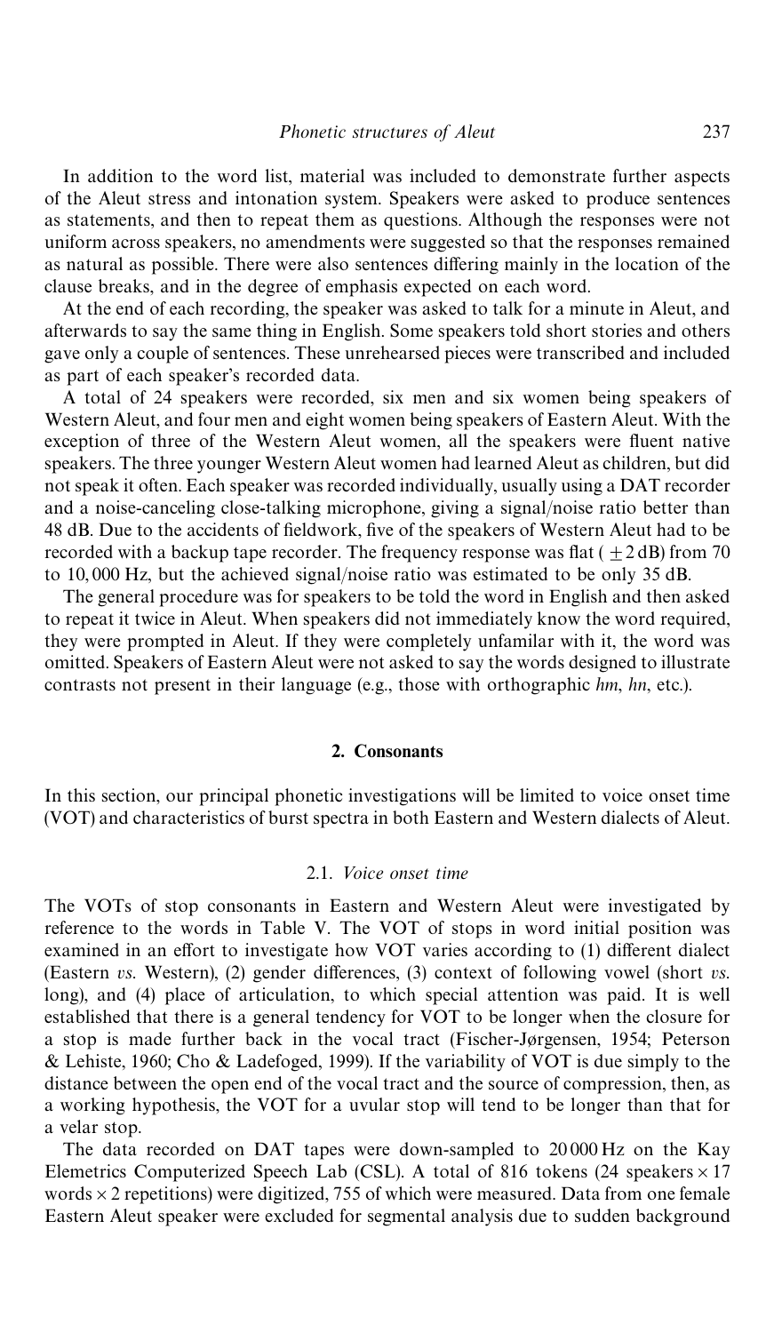In addition to the word list, material was included to demonstrate further aspects of the Aleut stress and intonation system. Speakers were asked to produce sentences as statements, and then to repeat them as questions. Although the responses were not uniform across speakers, no amendments were suggested so that the responses remained as natural as possible. There were also sentences differing mainly in the location of the clause breaks, and in the degree of emphasis expected on each word.

At the end of each recording, the speaker was asked to talk for a minute in Aleut, and afterwards to say the same thing in English. Some speakers told short stories and others gave only a couple of sentences. These unrehearsed pieces were transcribed and included as part of each speaker's recorded data.

A total of 24 speakers were recorded, six men and six women being speakers of Western Aleut, and four men and eight women being speakers of Eastern Aleut. With the exception of three of the Western Aleut women, all the speakers were fluent native speakers. The three younger Western Aleut women had learned Aleut as children, but did not speak it often. Each speaker was recorded individually, usually using a DAT recorder and a noise-canceling close-talking microphone, giving a signal/noise ratio better than 48 dB. Due to the accidents of fieldwork, five of the speakers of Western Aleut had to be recorded with a backup tape recorder. The frequency response was flat ($\pm 2$ dB) from 70 to 10,000 Hz, but the achieved signal/noise ratio was estimated to be only 35 dB.

The general procedure was for speakers to be told the word in English and then asked to repeat it twice in Aleut. When speakers did not immediately know the word required, they were prompted in Aleut. If they were completely unfamilar with it, the word was omitted. Speakers of Eastern Aleut were not asked to say the words designed to illustrate contrasts not present in their language (e.g., those with orthographic *hm*, *hn*, etc.).

## 2. Consonants

In this section, our principal phonetic investigations will be limited to voice onset time (VOT) and characteristics of burst spectra in both Eastern and Western dialects of Aleut.

### 2.1. *Voice onset time*

The VOTs of stop consonants in Eastern and Western Aleut were investigated by reference to the words in Table V. The VOT of stops in word initial position was examined in an effort to investigate how VOT varies according to (1) different dialect (Eastern *vs.* Western), (2) gender differences, (3) context of following vowel (short *vs.* long), and (4) place of articulation, to which special attention was paid. It is well established that there is a general tendency for VOT to be longer when the closure for a stop is made further back in the vocal tract (Fischer-Jørgensen, 1954; Peterson & Lehiste, 1960; Cho & Ladefoged, 1999). If the variability of VOT is due simply to the distance between the open end of the vocal tract and the source of compression, then, as a working hypothesis, the VOT for a uvular stop will tend to be longer than that for a velar stop.

The data recorded on DAT tapes were down-sampled to 20 000 Hz on the Kay Elemetrics Computerized Speech Lab (CSL). A total of 816 tokens (24 speakers $\times$ 17 words $\times$ 2 repetitions) were digitized, 755 of which were measured. Data from one female Eastern Aleut speaker were excluded for segmental analysis due to sudden background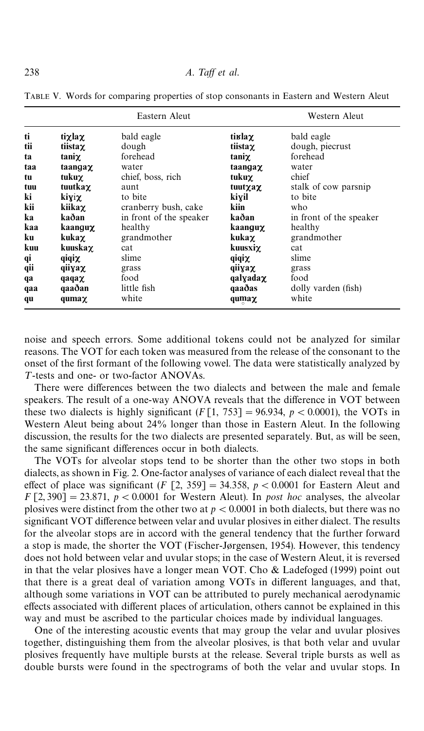TABLE V. Words for comparing properties of stop consonants in Eastern and Western Aleut

| | Eastern Aleut | | Western Aleut | |
|---|---|---|---|---|
| ti | **tiχlaχ** | bald eagle | **tiʁlaχ** | bald eagle |
| tii | **tiistaχ** | dough | **tiistaχ** | dough, piecrust |
| ta | **taniχ** | forehead | **taniχ** | forehead |
| taa | **taangaχ** | water | **taangaχ** | water |
| tu | **tukuχ** | chief, boss, rich | **tukuχ** | chief |
| tuu | **tuutkaχ** | aunt | **tuutχaχ** | stalk of cow parsnip |
| ki | **kiɣiχ** | to bite | **kiɣil** | to bite |
| kii | **kiikaχ** | cranberry bush, cake | **kiin** | who |
| ka | **kaðan** | in front of the speaker | **kaðan** | in front of the speaker |
| kaa | **kaanguχ** | healthy | **kaanguχ** | healthy |
| ku | **kukaχ** | grandmother | **kukaχ** | grandmother |
| kuu | **kuuskaχ** | cat | **kuusxiχ** | cat |
| qi | **qiqiχ** | slime | **qiqiχ** | slime |
| qii | **qiiɣaχ** | grass | **qiiɣaχ** | grass |
| qa | **qaqaχ** | food | **qalɣadaχ** | food |
| qaa | **qaaðan** | little fish | **qaaðas** | dolly varden (fish) |
| qu | **qumaχ** | white | **qum̥aχ** | white |

noise and speech errors. Some additional tokens could not be analyzed for similar reasons. The VOT for each token was measured from the release of the consonant to the onset of the first formant of the following vowel. The data were statistically analyzed by *T*-tests and one- or two-factor ANOVAs.

There were differences between the two dialects and between the male and female speakers. The result of a one-way ANOVA reveals that the difference in VOT between these two dialects is highly significant ($F[1, 753] = 96.934$, $p < 0.0001$), the VOTs in Western Aleut being about 24% longer than those in Eastern Aleut. In the following discussion, the results for the two dialects are presented separately. But, as will be seen, the same significant differences occur in both dialects.

The VOTs for alveolar stops tend to be shorter than the other two stops in both dialects, as shown in Fig. 2. One-factor analyses of variance of each dialect reveal that the effect of place was significant ($F[2, 359] = 34.358$, $p < 0.0001$ for Eastern Aleut and $F[2, 390] = 23.871$, $p < 0.0001$ for Western Aleut). In *post hoc* analyses, the alveolar plosives were distinct from the other two at $p < 0.0001$ in both dialects, but there was no significant VOT difference between velar and uvular plosives in either dialect. The results for the alveolar stops are in accord with the general tendency that the further forward a stop is made, the shorter the VOT (Fischer-Jørgensen, 1954). However, this tendency does not hold between velar and uvular stops; in the case of Western Aleut, it is reversed in that the velar plosives have a longer mean VOT. Cho & Ladefoged (1999) point out that there is a great deal of variation among VOTs in different languages, and that, although some variations in VOT can be attributed to purely mechanical aerodynamic effects associated with different places of articulation, others cannot be explained in this way and must be ascribed to the particular choices made by individual languages.

One of the interesting acoustic events that may group the velar and uvular plosives together, distinguishing them from the alveolar plosives, is that both velar and uvular plosives frequently have multiple bursts at the release. Several triple bursts as well as double bursts were found in the spectrograms of both the velar and uvular stops. In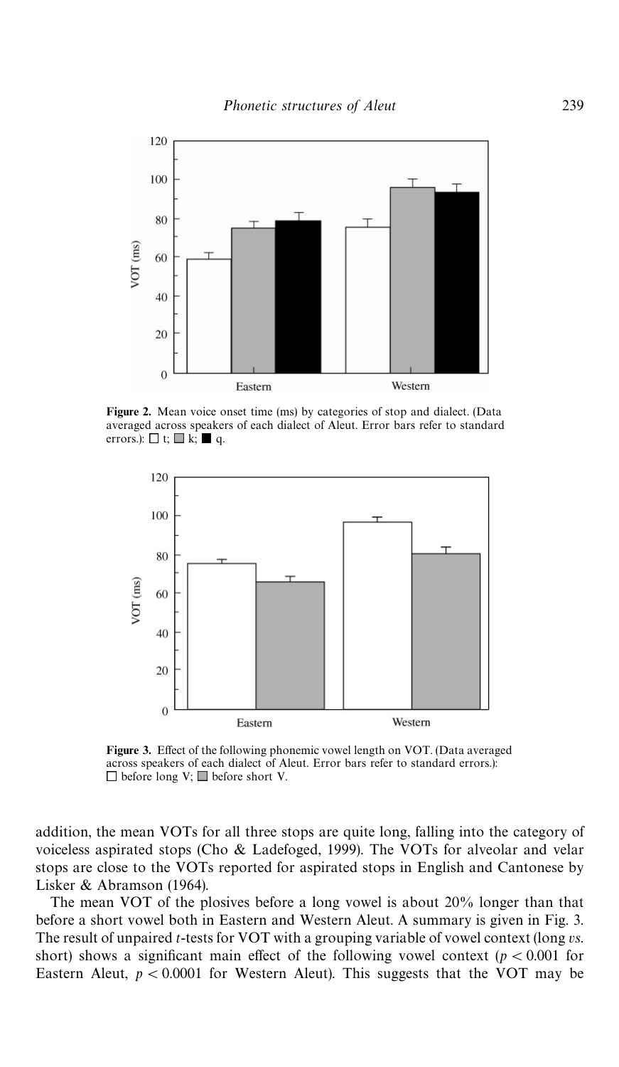Figure 2. Mean voice onset time (ms) by categories of stop and dialect. (Data averaged across speakers of each dialect of Aleut. Error bars refer to standard errors.): □ t; ▒ k; ■ q.

Figure 3. Effect of the following phonemic vowel length on VOT. (Data averaged across speakers of each dialect of Aleut. Error bars refer to standard errors.): □ before long V; ▒ before short V.

addition, the mean VOTs for all three stops are quite long, falling into the category of voiceless aspirated stops (Cho & Ladefoged, 1999). The VOTs for alveolar and velar stops are close to the VOTs reported for aspirated stops in English and Cantonese by Lisker & Abramson (1964).

The mean VOT of the plosives before a long vowel is about 20% longer than that before a short vowel both in Eastern and Western Aleut. A summary is given in Fig. 3. The result of unpaired $t$-tests for VOT with a grouping variable of vowel context (long *vs.* short) shows a significant main effect of the following vowel context ($p < 0.001$ for Eastern Aleut, $p < 0.0001$ for Western Aleut). This suggests that the VOT may be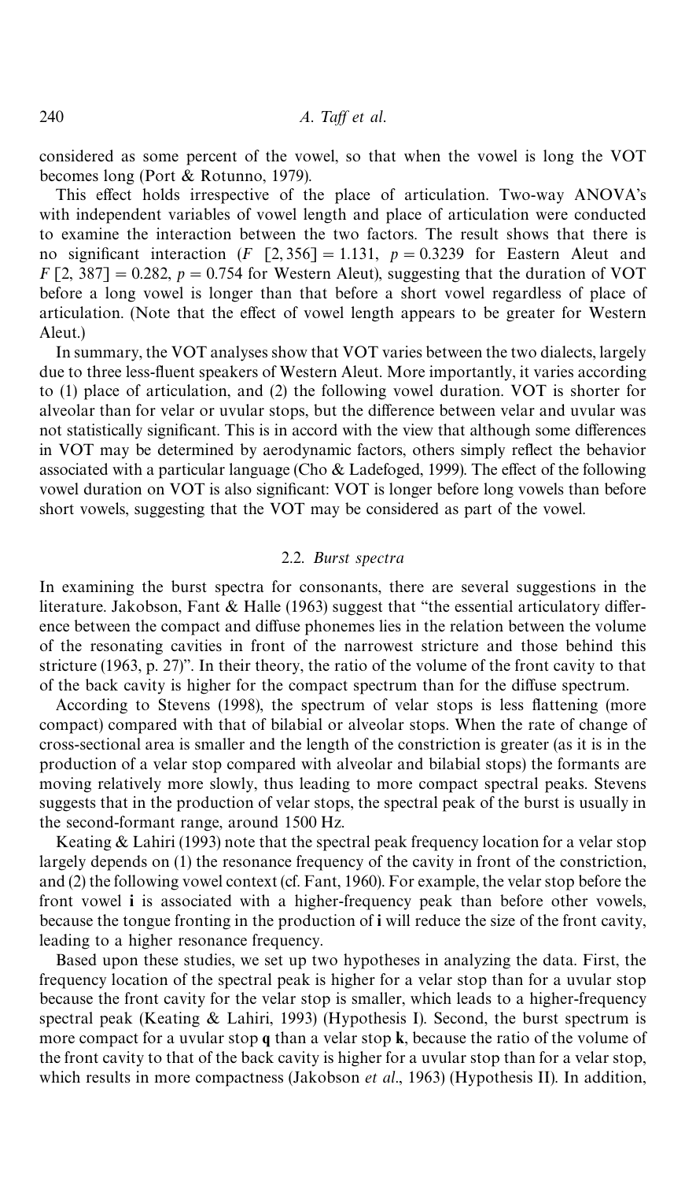considered as some percent of the vowel, so that when the vowel is long the VOT becomes long (Port & Rotunno, 1979).

This effect holds irrespective of the place of articulation. Two-way ANOVA's with independent variables of vowel length and place of articulation were conducted to examine the interaction between the two factors. The result shows that there is no significant interaction ($F\ [2, 356] = 1.131$, $p = 0.3239$ for Eastern Aleut and $F\ [2, 387] = 0.282$, $p = 0.754$ for Western Aleut), suggesting that the duration of VOT before a long vowel is longer than that before a short vowel regardless of place of articulation. (Note that the effect of vowel length appears to be greater for Western Aleut.)

In summary, the VOT analyses show that VOT varies between the two dialects, largely due to three less-fluent speakers of Western Aleut. More importantly, it varies according to (1) place of articulation, and (2) the following vowel duration. VOT is shorter for alveolar than for velar or uvular stops, but the difference between velar and uvular was not statistically significant. This is in accord with the view that although some differences in VOT may be determined by aerodynamic factors, others simply reflect the behavior associated with a particular language (Cho & Ladefoged, 1999). The effect of the following vowel duration on VOT is also significant: VOT is longer before long vowels than before short vowels, suggesting that the VOT may be considered as part of the vowel.

### 2.2. *Burst spectra*

In examining the burst spectra for consonants, there are several suggestions in the literature. Jakobson, Fant & Halle (1963) suggest that "the essential articulatory difference between the compact and diffuse phonemes lies in the relation between the volume of the resonating cavities in front of the narrowest stricture and those behind this stricture (1963, p. 27)". In their theory, the ratio of the volume of the front cavity to that of the back cavity is higher for the compact spectrum than for the diffuse spectrum.

According to Stevens (1998), the spectrum of velar stops is less flattening (more compact) compared with that of bilabial or alveolar stops. When the rate of change of cross-sectional area is smaller and the length of the constriction is greater (as it is in the production of a velar stop compared with alveolar and bilabial stops) the formants are moving relatively more slowly, thus leading to more compact spectral peaks. Stevens suggests that in the production of velar stops, the spectral peak of the burst is usually in the second-formant range, around 1500 Hz.

Keating & Lahiri (1993) note that the spectral peak frequency location for a velar stop largely depends on (1) the resonance frequency of the cavity in front of the constriction, and (2) the following vowel context (cf. Fant, 1960). For example, the velar stop before the front vowel **i** is associated with a higher-frequency peak than before other vowels, because the tongue fronting in the production of **i** will reduce the size of the front cavity, leading to a higher resonance frequency.

Based upon these studies, we set up two hypotheses in analyzing the data. First, the frequency location of the spectral peak is higher for a velar stop than for a uvular stop because the front cavity for the velar stop is smaller, which leads to a higher-frequency spectral peak (Keating & Lahiri, 1993) (Hypothesis I). Second, the burst spectrum is more compact for a uvular stop **q** than a velar stop **k**, because the ratio of the volume of the front cavity to that of the back cavity is higher for a uvular stop than for a velar stop, which results in more compactness (Jakobson *et al*., 1963) (Hypothesis II). In addition,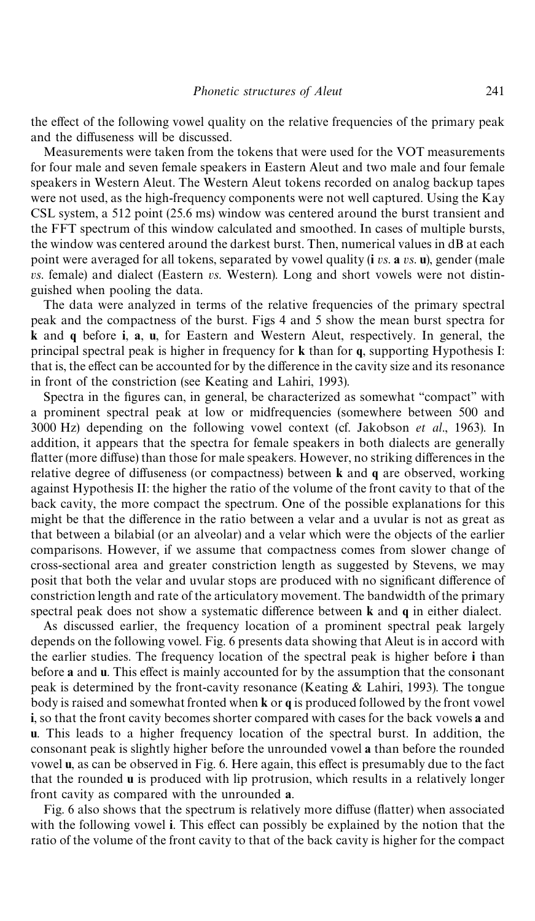the effect of the following vowel quality on the relative frequencies of the primary peak and the diffuseness will be discussed.

Measurements were taken from the tokens that were used for the VOT measurements for four male and seven female speakers in Eastern Aleut and two male and four female speakers in Western Aleut. The Western Aleut tokens recorded on analog backup tapes were not used, as the high-frequency components were not well captured. Using the Kay CSL system, a 512 point (25.6 ms) window was centered around the burst transient and the FFT spectrum of this window calculated and smoothed. In cases of multiple bursts, the window was centered around the darkest burst. Then, numerical values in dB at each point were averaged for all tokens, separated by vowel quality (**i** *vs.* **a** *vs.* **u**), gender (male *vs.* female) and dialect (Eastern *vs.* Western). Long and short vowels were not distinguished when pooling the data.

The data were analyzed in terms of the relative frequencies of the primary spectral peak and the compactness of the burst. Figs 4 and 5 show the mean burst spectra for **k** and **q** before **i**, **a**, **u**, for Eastern and Western Aleut, respectively. In general, the principal spectral peak is higher in frequency for **k** than for **q**, supporting Hypothesis I: that is, the effect can be accounted for by the difference in the cavity size and its resonance in front of the constriction (see Keating and Lahiri, 1993).

Spectra in the figures can, in general, be characterized as somewhat "compact" with a prominent spectral peak at low or midfrequencies (somewhere between 500 and 3000 Hz) depending on the following vowel context (cf. Jakobson *et al*., 1963). In addition, it appears that the spectra for female speakers in both dialects are generally flatter (more diffuse) than those for male speakers. However, no striking differences in the relative degree of diffuseness (or compactness) between **k** and **q** are observed, working against Hypothesis II: the higher the ratio of the volume of the front cavity to that of the back cavity, the more compact the spectrum. One of the possible explanations for this might be that the difference in the ratio between a velar and a uvular is not as great as that between a bilabial (or an alveolar) and a velar which were the objects of the earlier comparisons. However, if we assume that compactness comes from slower change of cross-sectional area and greater constriction length as suggested by Stevens, we may posit that both the velar and uvular stops are produced with no significant difference of constriction length and rate of the articulatory movement. The bandwidth of the primary spectral peak does not show a systematic difference between **k** and **q** in either dialect.

As discussed earlier, the frequency location of a prominent spectral peak largely depends on the following vowel. Fig. 6 presents data showing that Aleut is in accord with the earlier studies. The frequency location of the spectral peak is higher before **i** than before **a** and **u**. This effect is mainly accounted for by the assumption that the consonant peak is determined by the front-cavity resonance (Keating & Lahiri, 1993). The tongue body is raised and somewhat fronted when **k** or **q** is produced followed by the front vowel **i**, so that the front cavity becomes shorter compared with cases for the back vowels **a** and **u**. This leads to a higher frequency location of the spectral burst. In addition, the consonant peak is slightly higher before the unrounded vowel **a** than before the rounded vowel **u**, as can be observed in Fig. 6. Here again, this effect is presumably due to the fact that the rounded **u** is produced with lip protrusion, which results in a relatively longer front cavity as compared with the unrounded **a**.

Fig. 6 also shows that the spectrum is relatively more diffuse (flatter) when associated with the following vowel **i**. This effect can possibly be explained by the notion that the ratio of the volume of the front cavity to that of the back cavity is higher for the compact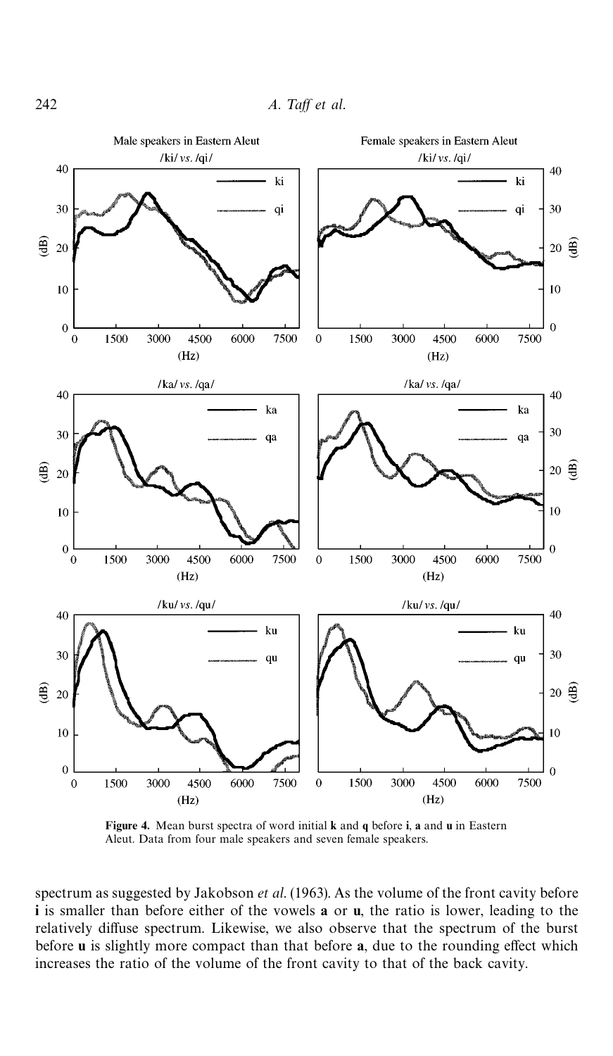**Figure 4.** Mean burst spectra of word initial **k** and **q** before **i**, **a** and **u** in Eastern Aleut. Data from four male speakers and seven female speakers.

spectrum as suggested by Jakobson *et al.* (1963). As the volume of the front cavity before **i** is smaller than before either of the vowels **a** or **u**, the ratio is lower, leading to the relatively diffuse spectrum. Likewise, we also observe that the spectrum of the burst before **u** is slightly more compact than that before **a**, due to the rounding effect which increases the ratio of the volume of the front cavity to that of the back cavity.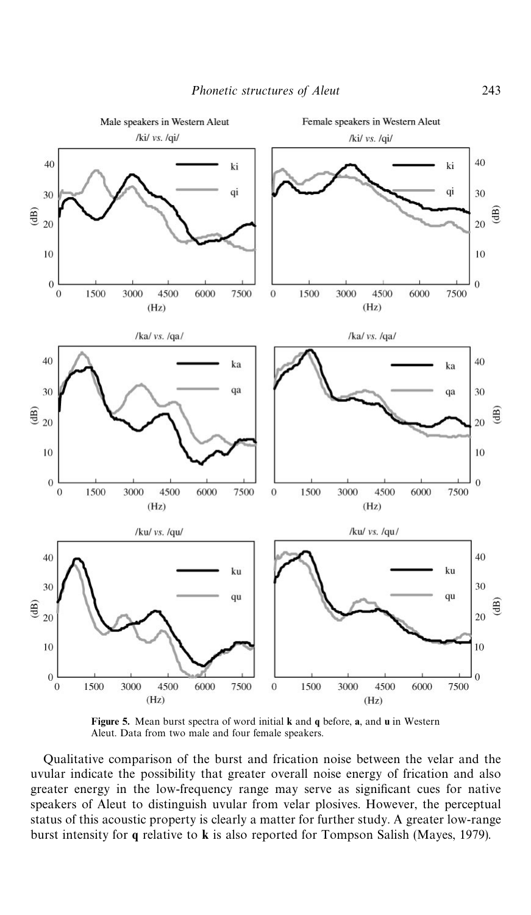**Figure 5.** Mean burst spectra of word initial **k** and **q** before, **a**, and **u** in Western Aleut. Data from two male and four female speakers.

Qualitative comparison of the burst and frication noise between the velar and the uvular indicate the possibility that greater overall noise energy of frication and also greater energy in the low-frequency range may serve as significant cues for native speakers of Aleut to distinguish uvular from velar plosives. However, the perceptual status of this acoustic property is clearly a matter for further study. A greater low-range burst intensity for **q** relative to **k** is also reported for Tompson Salish (Mayes, 1979).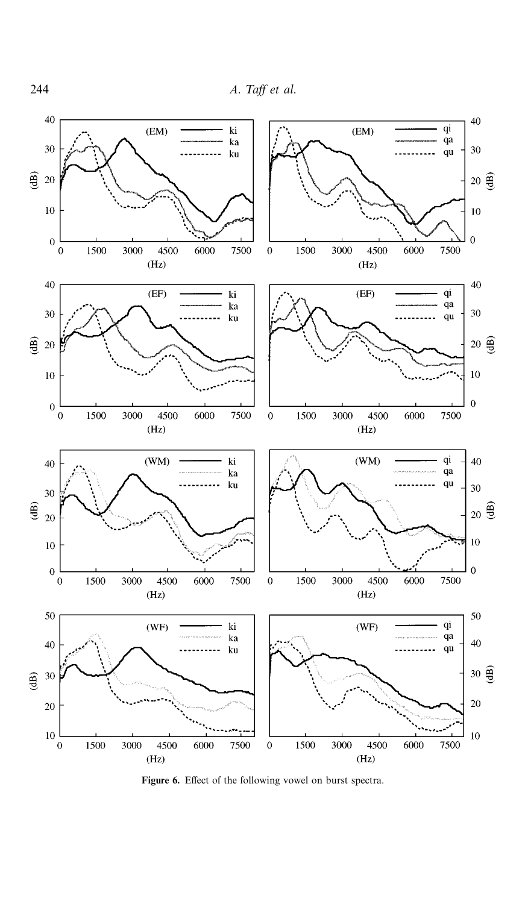**Figure 6.** Effect of the following vowel on burst spectra.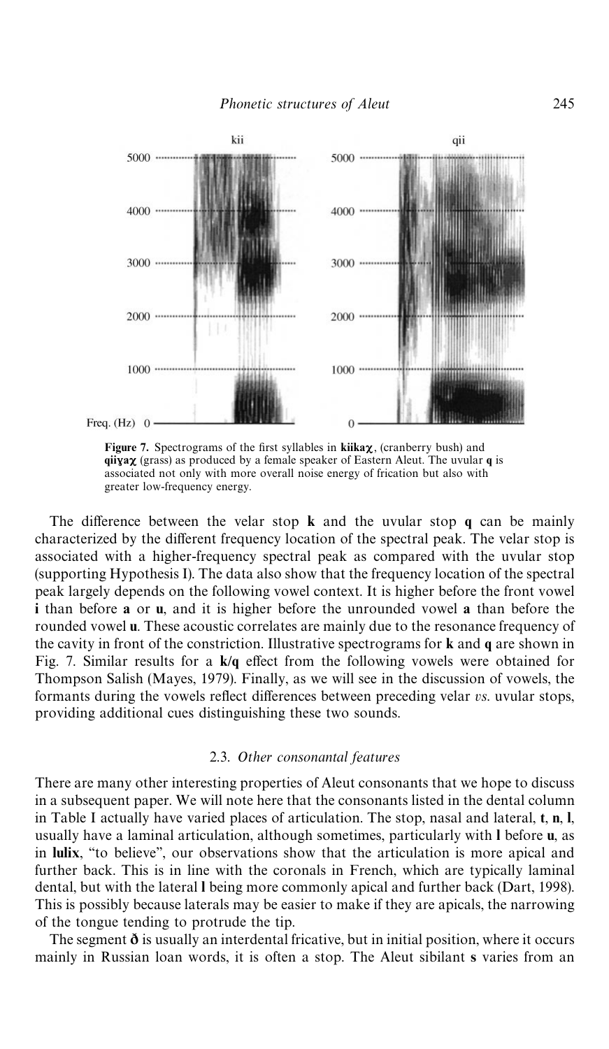**Figure 7.** Spectrograms of the first syllables in **kiikaχ**, (cranberry bush) and **qiiɣaχ** (grass) as produced by a female speaker of Eastern Aleut. The uvular **q** is associated not only with more overall noise energy of frication but also with greater low-frequency energy.

The difference between the velar stop **k** and the uvular stop **q** can be mainly characterized by the different frequency location of the spectral peak. The velar stop is associated with a higher-frequency spectral peak as compared with the uvular stop (supporting Hypothesis I). The data also show that the frequency location of the spectral peak largely depends on the following vowel context. It is higher before the front vowel **i** than before **a** or **u**, and it is higher before the unrounded vowel **a** than before the rounded vowel **u**. These acoustic correlates are mainly due to the resonance frequency of the cavity in front of the constriction. Illustrative spectrograms for **k** and **q** are shown in Fig. 7. Similar results for a **k/q** effect from the following vowels were obtained for Thompson Salish (Mayes, 1979). Finally, as we will see in the discussion of vowels, the formants during the vowels reflect differences between preceding velar *vs.* uvular stops, providing additional cues distinguishing these two sounds.

### 2.3. *Other consonantal features*

There are many other interesting properties of Aleut consonants that we hope to discuss in a subsequent paper. We will note here that the consonants listed in the dental column in Table I actually have varied places of articulation. The stop, nasal and lateral, **t**, **n**, **l**, usually have a laminal articulation, although sometimes, particularly with **l** before **u**, as in **lulix**, "to believe", our observations show that the articulation is more apical and further back. This is in line with the coronals in French, which are typically laminal dental, but with the lateral **l** being more commonly apical and further back (Dart, 1998). This is possibly because laterals may be easier to make if they are apicals, the narrowing of the tongue tending to protrude the tip.

The segment **ð** is usually an interdental fricative, but in initial position, where it occurs mainly in Russian loan words, it is often a stop. The Aleut sibilant **s** varies from an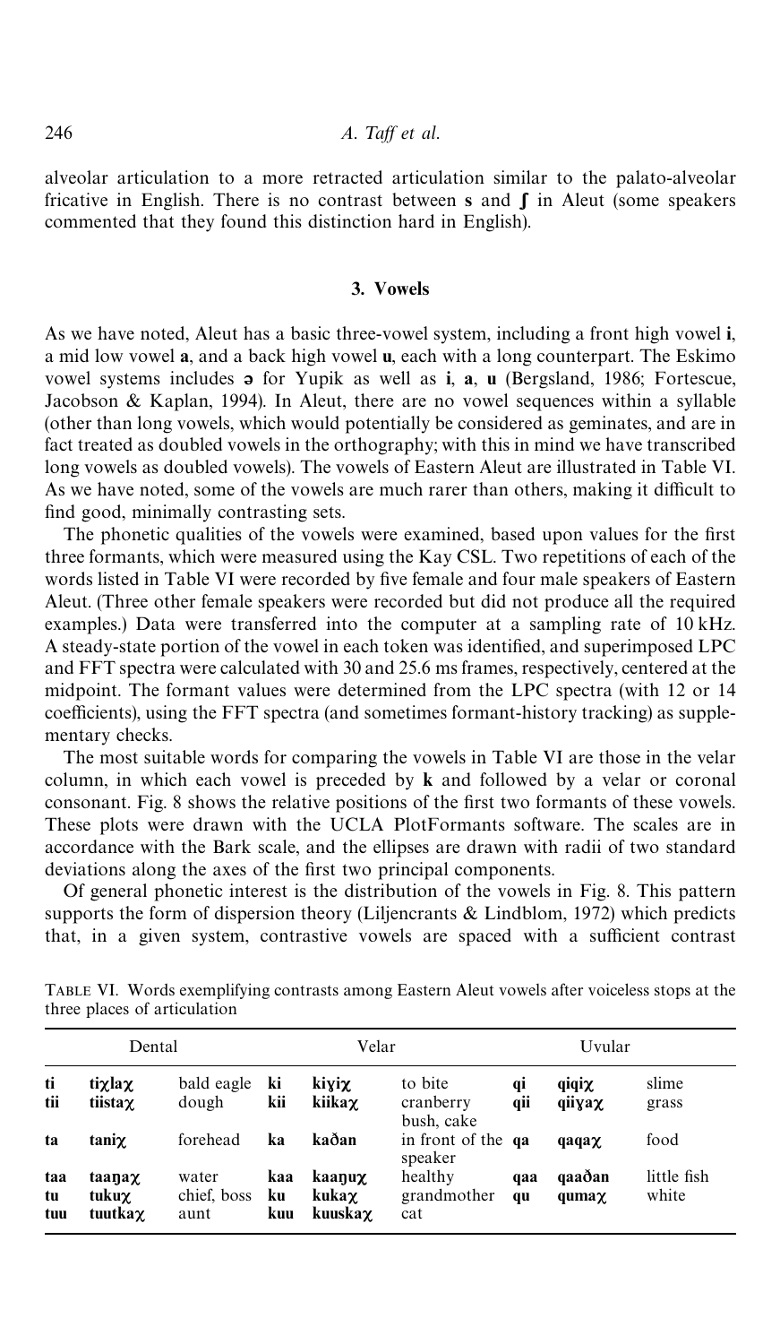alveolar articulation to a more retracted articulation similar to the palato-alveolar fricative in English. There is no contrast between **s** and **ʃ** in Aleut (some speakers commented that they found this distinction hard in English).

## 3. Vowels

As we have noted, Aleut has a basic three-vowel system, including a front high vowel **i**, a mid low vowel **a**, and a back high vowel **u**, each with a long counterpart. The Eskimo vowel systems includes **ə** for Yupik as well as **i**, **a**, **u** (Bergsland, 1986; Fortescue, Jacobson & Kaplan, 1994). In Aleut, there are no vowel sequences within a syllable (other than long vowels, which would potentially be considered as geminates, and are in fact treated as doubled vowels in the orthography; with this in mind we have transcribed long vowels as doubled vowels). The vowels of Eastern Aleut are illustrated in Table VI. As we have noted, some of the vowels are much rarer than others, making it difficult to find good, minimally contrasting sets.

The phonetic qualities of the vowels were examined, based upon values for the first three formants, which were measured using the Kay CSL. Two repetitions of each of the words listed in Table VI were recorded by five female and four male speakers of Eastern Aleut. (Three other female speakers were recorded but did not produce all the required examples.) Data were transferred into the computer at a sampling rate of 10 kHz. A steady-state portion of the vowel in each token was identified, and superimposed LPC and FFT spectra were calculated with 30 and 25.6 ms frames, respectively, centered at the midpoint. The formant values were determined from the LPC spectra (with 12 or 14 coefficients), using the FFT spectra (and sometimes formant-history tracking) as supplementary checks.

The most suitable words for comparing the vowels in Table VI are those in the velar column, in which each vowel is preceded by **k** and followed by a velar or coronal consonant. Fig. 8 shows the relative positions of the first two formants of these vowels. These plots were drawn with the UCLA PlotFormants software. The scales are in accordance with the Bark scale, and the ellipses are drawn with radii of two standard deviations along the axes of the first two principal components.

Of general phonetic interest is the distribution of the vowels in Fig. 8. This pattern supports the form of dispersion theory (Liljencrants & Lindblom, 1972) which predicts that, in a given system, contrastive vowels are spaced with a sufficient contrast

TABLE VI. Words exemplifying contrasts among Eastern Aleut vowels after voiceless stops at the three places of articulation

| Dental | | | Velar | | | Uvular | | |
|---|---|---|---|---|---|---|---|---|
| **ti** | **tiχlaχ** | bald eagle | **ki** | **kiɣiχ** | to bite | **qi** | **qiqiχ** | slime |
| **tii** | **tiistaχ** | dough | **kii** | **kiikaχ** | cranberry bush, cake | **qii** | **qiiɣaχ** | grass |
| **ta** | **taniχ** | forehead | **ka** | **kaðan** | in front of the speaker | **qa** | **qaqaχ** | food |
| **taa** | **taaŋaχ** | water | **kaa** | **kaaŋuχ** | healthy | **qaa** | **qaaðan** | little fish |
| **tu** | **tukuχ** | chief, boss | **ku** | **kukaχ** | grandmother | **qu** | **qumaχ** | white |
| **tuu** | **tuutkaχ** | aunt | **kuu** | **kuuskaχ** | cat | | | |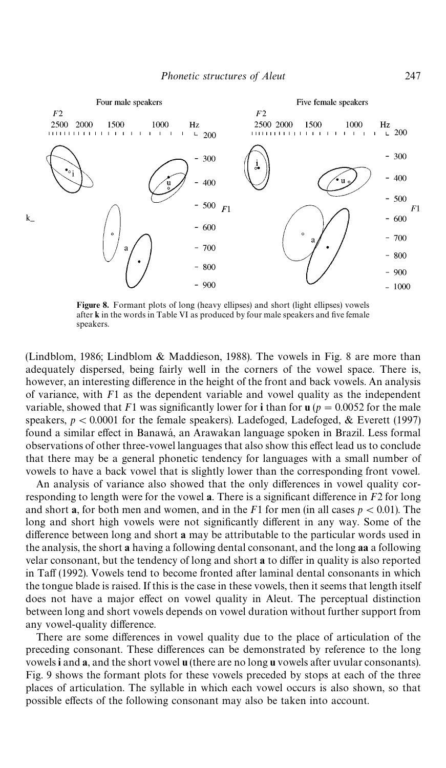**Figure 8.** Formant plots of long (heavy ellipses) and short (light ellipses) vowels after **k** in the words in Table VI as produced by four male speakers and five female speakers.

(Lindblom, 1986; Lindblom & Maddieson, 1988). The vowels in Fig. 8 are more than adequately dispersed, being fairly well in the corners of the vowel space. There is, however, an interesting difference in the height of the front and back vowels. An analysis of variance, with $F1$ as the dependent variable and vowel quality as the independent variable, showed that $F1$ was significantly lower for **i** than for **u** ($p = 0.0052$ for the male speakers, $p < 0.0001$ for the female speakers). Ladefoged, Ladefoged, & Everett (1997) found a similar effect in Banawá, an Arawakan language spoken in Brazil. Less formal observations of other three-vowel languages that also show this effect lead us to conclude that there may be a general phonetic tendency for languages with a small number of vowels to have a back vowel that is slightly lower than the corresponding front vowel.

An analysis of variance also showed that the only differences in vowel quality corresponding to length were for the vowel **a**. There is a significant difference in $F2$ for long and short **a**, for both men and women, and in the $F1$ for men (in all cases $p < 0.01$). The long and short high vowels were not significantly different in any way. Some of the difference between long and short **a** may be attributable to the particular words used in the analysis, the short **a** having a following dental consonant, and the long **aa** a following velar consonant, but the tendency of long and short **a** to differ in quality is also reported in Taff (1992). Vowels tend to become fronted after laminal dental consonants in which the tongue blade is raised. If this is the case in these vowels, then it seems that length itself does not have a major effect on vowel quality in Aleut. The perceptual distinction between long and short vowels depends on vowel duration without further support from any vowel-quality difference.

There are some differences in vowel quality due to the place of articulation of the preceding consonant. These differences can be demonstrated by reference to the long vowels **i** and **a**, and the short vowel **u** (there are no long **u** vowels after uvular consonants). Fig. 9 shows the formant plots for these vowels preceded by stops at each of the three places of articulation. The syllable in which each vowel occurs is also shown, so that possible effects of the following consonant may also be taken into account.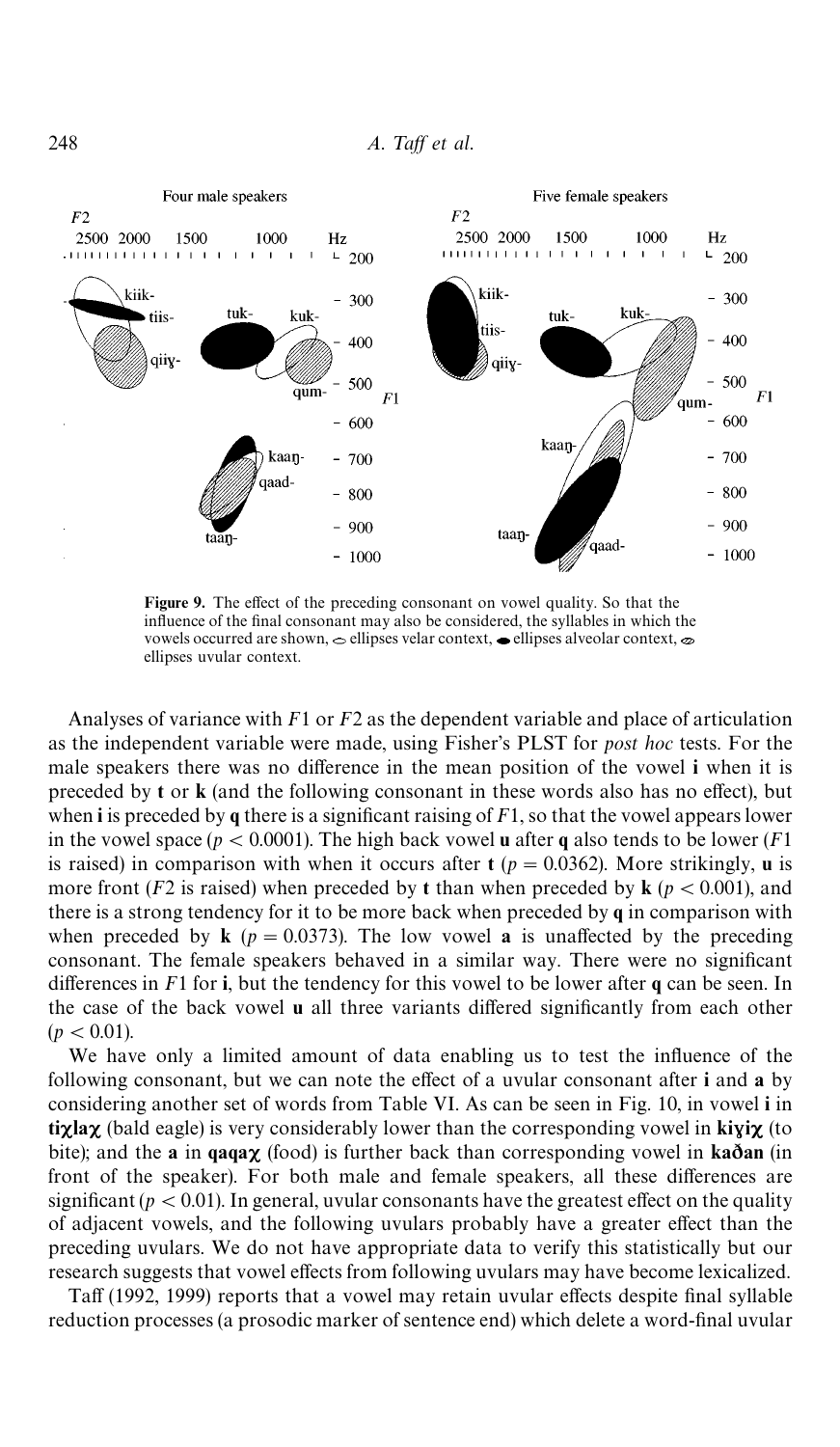**Figure 9.** The effect of the preceding consonant on vowel quality. So that the influence of the final consonant may also be considered, the syllables in which the vowels occurred are shown, ellipses velar context, ellipses alveolar context, ellipses uvular context.

Analyses of variance with $F1$ or $F2$ as the dependent variable and place of articulation as the independent variable were made, using Fisher's PLST for *post hoc* tests. For the male speakers there was no difference in the mean position of the vowel **i** when it is preceded by **t** or **k** (and the following consonant in these words also has no effect), but when **i** is preceded by **q** there is a significant raising of $F1$, so that the vowel appears lower in the vowel space ($p < 0.0001$). The high back vowel **u** after **q** also tends to be lower ($F1$ is raised) in comparison with when it occurs after **t** ($p = 0.0362$). More strikingly, **u** is more front ($F2$ is raised) when preceded by **t** than when preceded by **k** ($p < 0.001$), and there is a strong tendency for it to be more back when preceded by **q** in comparison with when preceded by **k** ($p = 0.0373$). The low vowel **a** is unaffected by the preceding consonant. The female speakers behaved in a similar way. There were no significant differences in $F1$ for **i**, but the tendency for this vowel to be lower after **q** can be seen. In the case of the back vowel **u** all three variants differed significantly from each other ($p < 0.01$).

We have only a limited amount of data enabling us to test the influence of the following consonant, but we can note the effect of a uvular consonant after **i** and **a** by considering another set of words from Table VI. As can be seen in Fig. 10, in vowel **i** in **tiχlaχ** (bald eagle) is very considerably lower than the corresponding vowel in **kiɣiχ** (to bite); and the **a** in **qaqaχ** (food) is further back than corresponding vowel in **kaðan** (in front of the speaker). For both male and female speakers, all these differences are significant ($p < 0.01$). In general, uvular consonants have the greatest effect on the quality of adjacent vowels, and the following uvulars probably have a greater effect than the preceding uvulars. We do not have appropriate data to verify this statistically but our research suggests that vowel effects from following uvulars may have become lexicalized.

Taff (1992, 1999) reports that a vowel may retain uvular effects despite final syllable reduction processes (a prosodic marker of sentence end) which delete a word-final uvular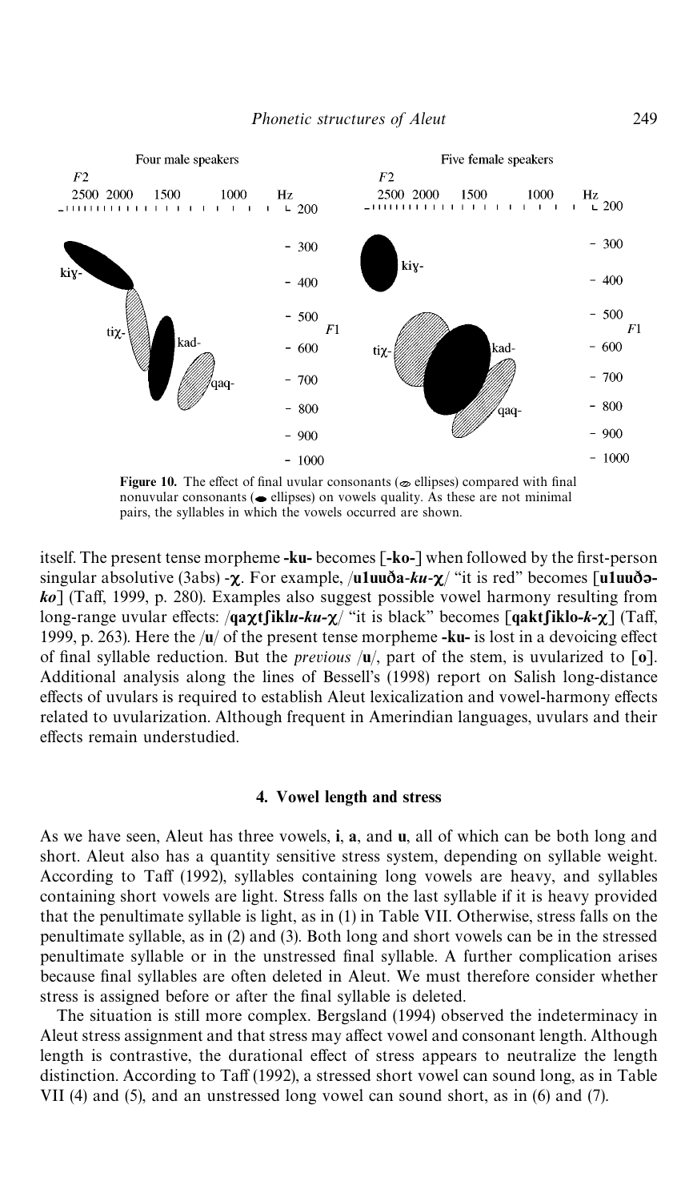**Figure 10.** The effect of final uvular consonants (hatched ellipses) compared with final nonuvular consonants (● ellipses) on vowels quality. As these are not minimal pairs, the syllables in which the vowels occurred are shown.

itself. The present tense morpheme **-ku-** becomes [**-ko-**] when followed by the first-person singular absolutive (3abs) **-χ**. For example, /**u1uuða-*ku*-χ**/ "it is red" becomes [**u1uuðə-*ko***] (Taff, 1999, p. 280). Examples also suggest possible vowel harmony resulting from long-range uvular effects: /**qaχtʃikl*u*-*ku*-χ**/ "it is black" becomes [**qaktʃiklo-*k*-χ**] (Taff, 1999, p. 263). Here the /**u**/ of the present tense morpheme **-ku-** is lost in a devoicing effect of final syllable reduction. But the *previous* /**u**/, part of the stem, is uvularized to [**o**]. Additional analysis along the lines of Bessell's (1998) report on Salish long-distance effects of uvulars is required to establish Aleut lexicalization and vowel-harmony effects related to uvularization. Although frequent in Amerindian languages, uvulars and their effects remain understudied.

## 4. Vowel length and stress

As we have seen, Aleut has three vowels, **i**, **a**, and **u**, all of which can be both long and short. Aleut also has a quantity sensitive stress system, depending on syllable weight. According to Taff (1992), syllables containing long vowels are heavy, and syllables containing short vowels are light. Stress falls on the last syllable if it is heavy provided that the penultimate syllable is light, as in (1) in Table VII. Otherwise, stress falls on the penultimate syllable, as in (2) and (3). Both long and short vowels can be in the stressed penultimate syllable or in the unstressed final syllable. A further complication arises because final syllables are often deleted in Aleut. We must therefore consider whether stress is assigned before or after the final syllable is deleted.

The situation is still more complex. Bergsland (1994) observed the indeterminacy in Aleut stress assignment and that stress may affect vowel and consonant length. Although length is contrastive, the durational effect of stress appears to neutralize the length distinction. According to Taff (1992), a stressed short vowel can sound long, as in Table VII (4) and (5), and an unstressed long vowel can sound short, as in (6) and (7).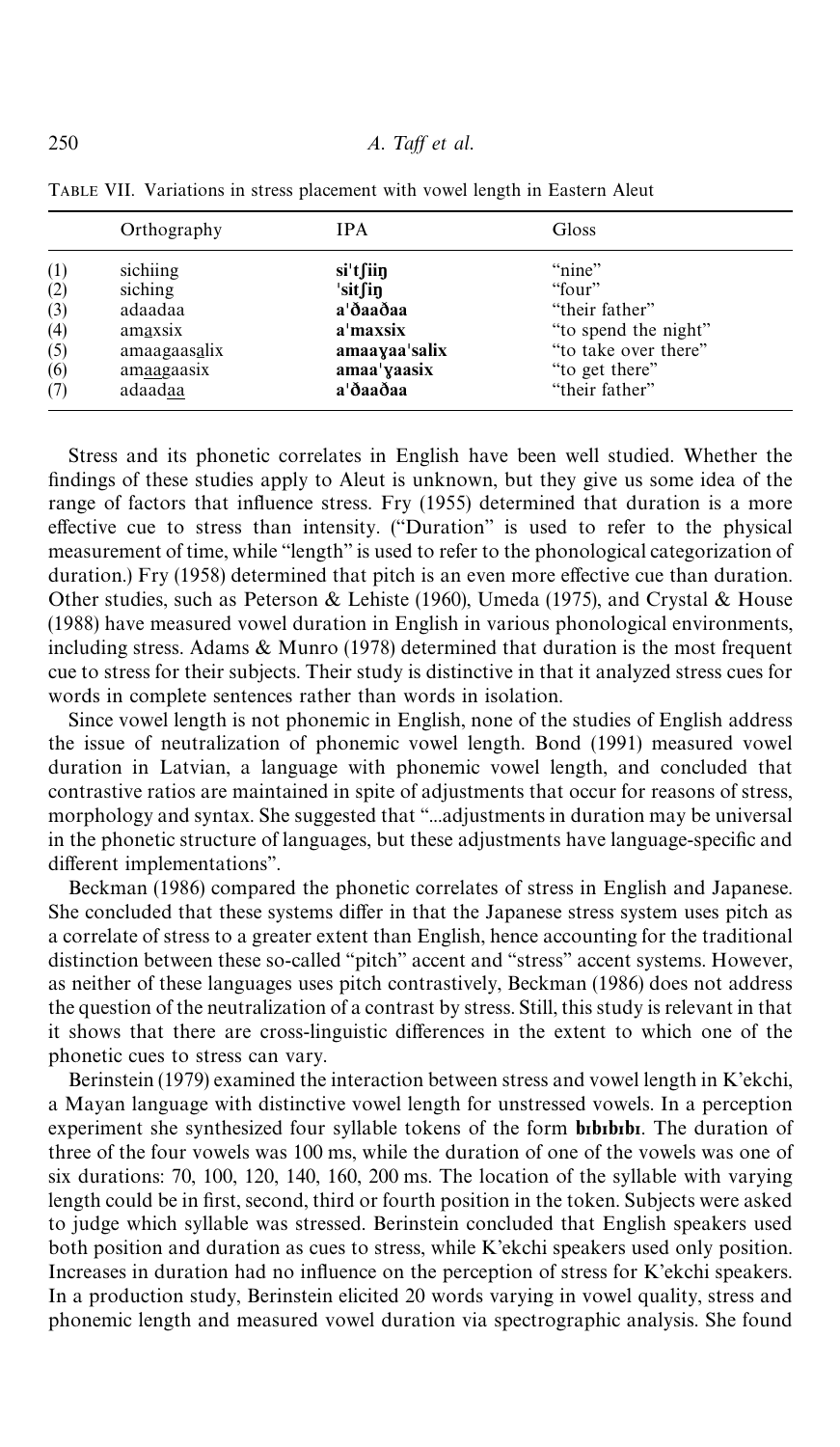TABLE VII. Variations in stress placement with vowel length in Eastern Aleut

| | Orthography | IPA | Gloss |
|---|---|---|---|
| (1) | sichiing | **si'tʃiiŋ** | "nine" |
| (2) | siching | **'sitʃiŋ** | "four" |
| (3) | adaadaa | **a'ðaaðaa** | "their father" |
| (4) | am<u>a</u>xsix | **a'maxsix** | "to spend the night" |
| (5) | amaagaas<u>a</u>lix | **amaaɣaa'salix** | "to take over there" |
| (6) | am<u>aa</u>gaasix | **amaa'ɣaasix** | "to get there" |
| (7) | adaad<u>aa</u> | **a'ðaaðaa** | "their father" |

Stress and its phonetic correlates in English have been well studied. Whether the findings of these studies apply to Aleut is unknown, but they give us some idea of the range of factors that influence stress. Fry (1955) determined that duration is a more effective cue to stress than intensity. ("Duration" is used to refer to the physical measurement of time, while "length" is used to refer to the phonological categorization of duration.) Fry (1958) determined that pitch is an even more effective cue than duration. Other studies, such as Peterson & Lehiste (1960), Umeda (1975), and Crystal & House (1988) have measured vowel duration in English in various phonological environments, including stress. Adams & Munro (1978) determined that duration is the most frequent cue to stress for their subjects. Their study is distinctive in that it analyzed stress cues for words in complete sentences rather than words in isolation.

Since vowel length is not phonemic in English, none of the studies of English address the issue of neutralization of phonemic vowel length. Bond (1991) measured vowel duration in Latvian, a language with phonemic vowel length, and concluded that contrastive ratios are maintained in spite of adjustments that occur for reasons of stress, morphology and syntax. She suggested that "...adjustments in duration may be universal in the phonetic structure of languages, but these adjustments have language-specific and different implementations".

Beckman (1986) compared the phonetic correlates of stress in English and Japanese. She concluded that these systems differ in that the Japanese stress system uses pitch as a correlate of stress to a greater extent than English, hence accounting for the traditional distinction between these so-called "pitch" accent and "stress" accent systems. However, as neither of these languages uses pitch contrastively, Beckman (1986) does not address the question of the neutralization of a contrast by stress. Still, this study is relevant in that it shows that there are cross-linguistic differences in the extent to which one of the phonetic cues to stress can vary.

Berinstein (1979) examined the interaction between stress and vowel length in K'ekchi, a Mayan language with distinctive vowel length for unstressed vowels. In a perception experiment she synthesized four syllable tokens of the form **bɪbɪbɪbɪ**. The duration of three of the four vowels was 100 ms, while the duration of one of the vowels was one of six durations: 70, 100, 120, 140, 160, 200 ms. The location of the syllable with varying length could be in first, second, third or fourth position in the token. Subjects were asked to judge which syllable was stressed. Berinstein concluded that English speakers used both position and duration as cues to stress, while K'ekchi speakers used only position. Increases in duration had no influence on the perception of stress for K'ekchi speakers. In a production study, Berinstein elicited 20 words varying in vowel quality, stress and phonemic length and measured vowel duration via spectrographic analysis. She found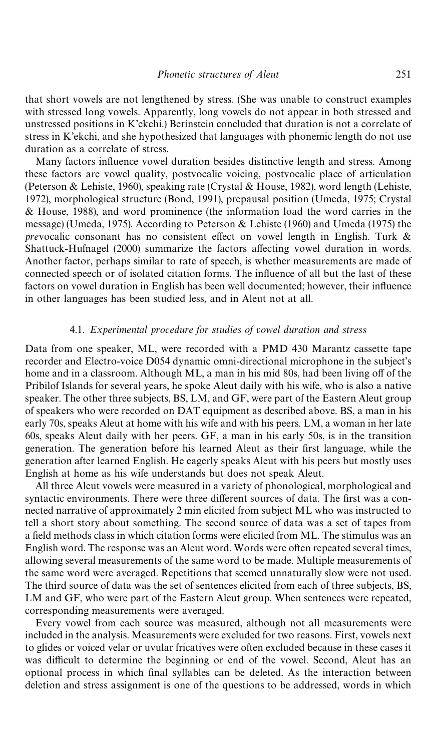that short vowels are not lengthened by stress. (She was unable to construct examples with stressed long vowels. Apparently, long vowels do not appear in both stressed and unstressed positions in K'ekchi.) Berinstein concluded that duration is not a correlate of stress in K'ekchi, and she hypothesized that languages with phonemic length do not use duration as a correlate of stress.

Many factors influence vowel duration besides distinctive length and stress. Among these factors are vowel quality, postvocalic voicing, postvocalic place of articulation (Peterson & Lehiste, 1960), speaking rate (Crystal & House, 1982), word length (Lehiste, 1972), morphological structure (Bond, 1991), prepausal position (Umeda, 1975; Crystal & House, 1988), and word prominence (the information load the word carries in the message) (Umeda, 1975). According to Peterson & Lehiste (1960) and Umeda (1975) the *pre*vocalic consonant has no consistent effect on vowel length in English. Turk & Shattuck-Hufnagel (2000) summarize the factors affecting vowel duration in words. Another factor, perhaps similar to rate of speech, is whether measurements are made of connected speech or of isolated citation forms. The influence of all but the last of these factors on vowel duration in English has been well documented; however, their influence in other languages has been studied less, and in Aleut not at all.

### 4.1. *Experimental procedure for studies of vowel duration and stress*

Data from one speaker, ML, were recorded with a PMD 430 Marantz cassette tape recorder and Electro-voice D054 dynamic omni-directional microphone in the subject's home and in a classroom. Although ML, a man in his mid 80s, had been living off of the Pribilof Islands for several years, he spoke Aleut daily with his wife, who is also a native speaker. The other three subjects, BS, LM, and GF, were part of the Eastern Aleut group of speakers who were recorded on DAT equipment as described above. BS, a man in his early 70s, speaks Aleut at home with his wife and with his peers. LM, a woman in her late 60s, speaks Aleut daily with her peers. GF, a man in his early 50s, is in the transition generation. The generation before his learned Aleut as their first language, while the generation after learned English. He eagerly speaks Aleut with his peers but mostly uses English at home as his wife understands but does not speak Aleut.

All three Aleut vowels were measured in a variety of phonological, morphological and syntactic environments. There were three different sources of data. The first was a connected narrative of approximately 2 min elicited from subject ML who was instructed to tell a short story about something. The second source of data was a set of tapes from a field methods class in which citation forms were elicited from ML. The stimulus was an English word. The response was an Aleut word. Words were often repeated several times, allowing several measurements of the same word to be made. Multiple measurements of the same word were averaged. Repetitions that seemed unnaturally slow were not used. The third source of data was the set of sentences elicited from each of three subjects, BS, LM and GF, who were part of the Eastern Aleut group. When sentences were repeated, corresponding measurements were averaged.

Every vowel from each source was measured, although not all measurements were included in the analysis. Measurements were excluded for two reasons. First, vowels next to glides or voiced velar or uvular fricatives were often excluded because in these cases it was difficult to determine the beginning or end of the vowel. Second, Aleut has an optional process in which final syllables can be deleted. As the interaction between deletion and stress assignment is one of the questions to be addressed, words in which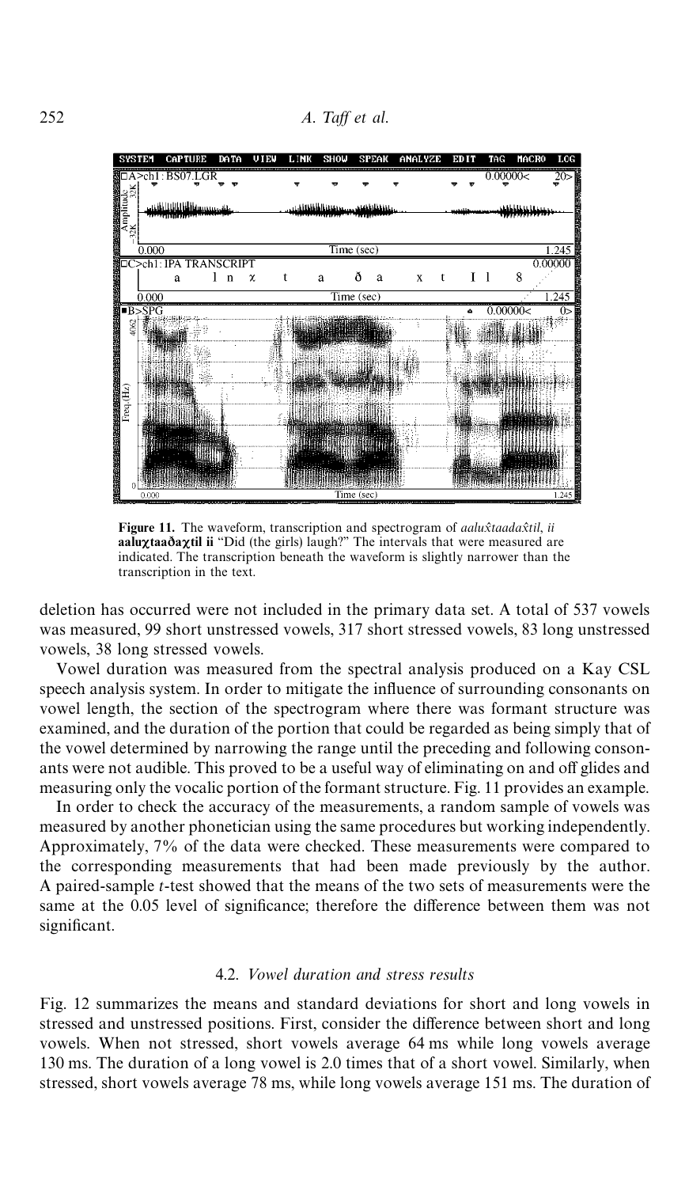**Figure 11.** The waveform, transcription and spectrogram of *aaluχ̂taadaχ̂til, ii* **aaluχtaaðaχtil ii** "Did (the girls) laugh?" The intervals that were measured are indicated. The transcription beneath the waveform is slightly narrower than the transcription in the text.

deletion has occurred were not included in the primary data set. A total of 537 vowels was measured, 99 short unstressed vowels, 317 short stressed vowels, 83 long unstressed vowels, 38 long stressed vowels.

Vowel duration was measured from the spectral analysis produced on a Kay CSL speech analysis system. In order to mitigate the influence of surrounding consonants on vowel length, the section of the spectrogram where there was formant structure was examined, and the duration of the portion that could be regarded as being simply that of the vowel determined by narrowing the range until the preceding and following consonants were not audible. This proved to be a useful way of eliminating on and off glides and measuring only the vocalic portion of the formant structure. Fig. 11 provides an example.

In order to check the accuracy of the measurements, a random sample of vowels was measured by another phonetician using the same procedures but working independently. Approximately, 7% of the data were checked. These measurements were compared to the corresponding measurements that had been made previously by the author. A paired-sample *t*-test showed that the means of the two sets of measurements were the same at the 0.05 level of significance; therefore the difference between them was not significant.

### 4.2. *Vowel duration and stress results*

Fig. 12 summarizes the means and standard deviations for short and long vowels in stressed and unstressed positions. First, consider the difference between short and long vowels. When not stressed, short vowels average 64 ms while long vowels average 130 ms. The duration of a long vowel is 2.0 times that of a short vowel. Similarly, when stressed, short vowels average 78 ms, while long vowels average 151 ms. The duration of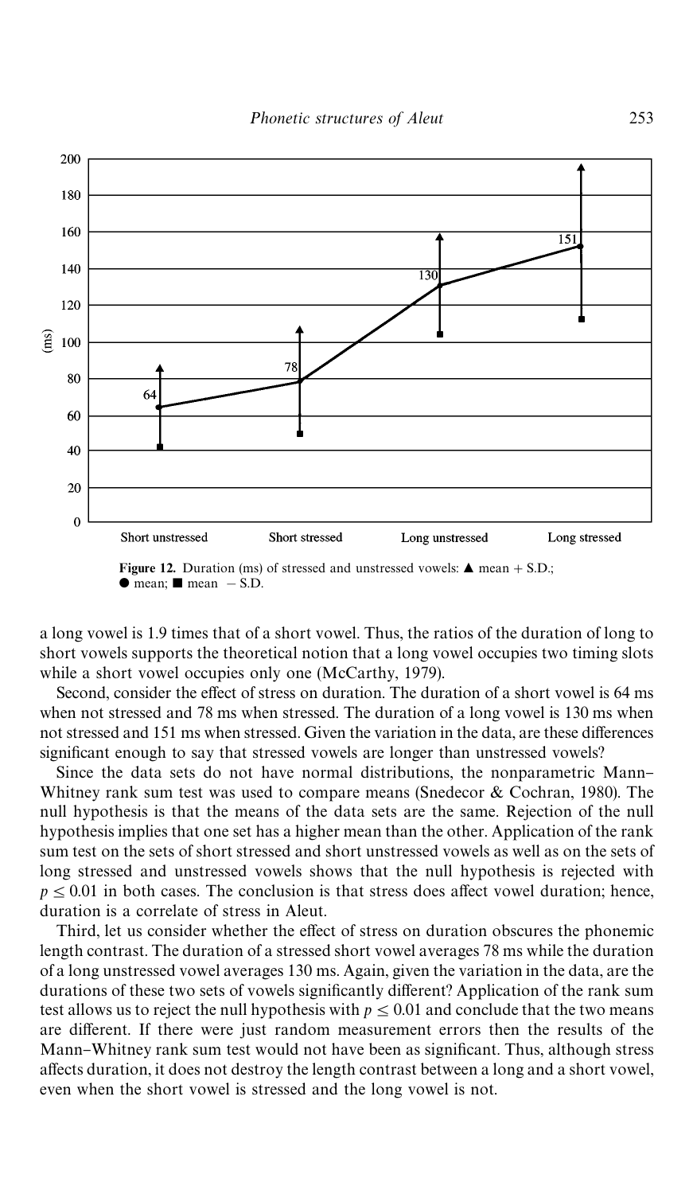Figure 12. Duration (ms) of stressed and unstressed vowels: ▲ mean + S.D.; ● mean; ■ mean − S.D.

a long vowel is 1.9 times that of a short vowel. Thus, the ratios of the duration of long to short vowels supports the theoretical notion that a long vowel occupies two timing slots while a short vowel occupies only one (McCarthy, 1979).

Second, consider the effect of stress on duration. The duration of a short vowel is 64 ms when not stressed and 78 ms when stressed. The duration of a long vowel is 130 ms when not stressed and 151 ms when stressed. Given the variation in the data, are these differences significant enough to say that stressed vowels are longer than unstressed vowels?

Since the data sets do not have normal distributions, the nonparametric Mann–Whitney rank sum test was used to compare means (Snedecor & Cochran, 1980). The null hypothesis is that the means of the data sets are the same. Rejection of the null hypothesis implies that one set has a higher mean than the other. Application of the rank sum test on the sets of short stressed and short unstressed vowels as well as on the sets of long stressed and unstressed vowels shows that the null hypothesis is rejected with $p \leq 0.01$ in both cases. The conclusion is that stress does affect vowel duration; hence, duration is a correlate of stress in Aleut.

Third, let us consider whether the effect of stress on duration obscures the phonemic length contrast. The duration of a stressed short vowel averages 78 ms while the duration of a long unstressed vowel averages 130 ms. Again, given the variation in the data, are the durations of these two sets of vowels significantly different? Application of the rank sum test allows us to reject the null hypothesis with $p \leq 0.01$ and conclude that the two means are different. If there were just random measurement errors then the results of the Mann–Whitney rank sum test would not have been as significant. Thus, although stress affects duration, it does not destroy the length contrast between a long and a short vowel, even when the short vowel is stressed and the long vowel is not.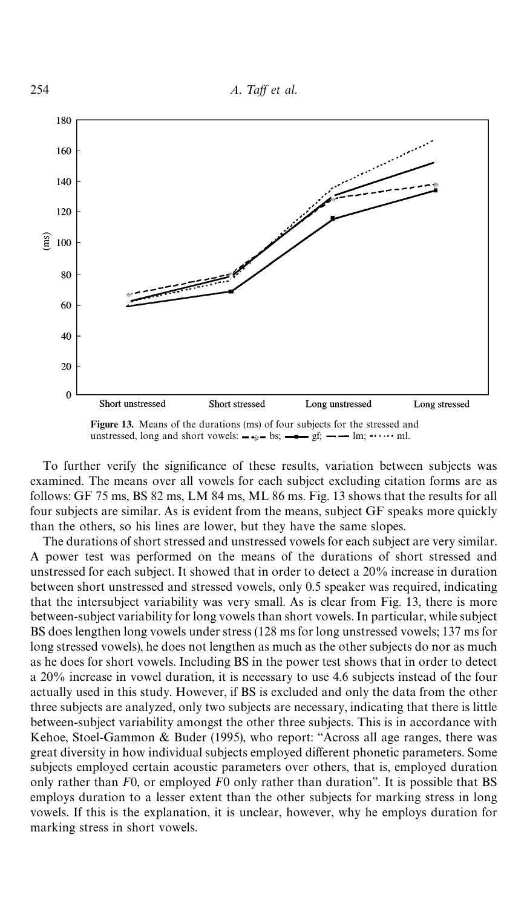Figure 13. Means of the durations (ms) of four subjects for the stressed and unstressed, long and short vowels: bs; gf; lm; ml.

To further verify the significance of these results, variation between subjects was examined. The means over all vowels for each subject excluding citation forms are as follows: GF 75 ms, BS 82 ms, LM 84 ms, ML 86 ms. Fig. 13 shows that the results for all four subjects are similar. As is evident from the means, subject GF speaks more quickly than the others, so his lines are lower, but they have the same slopes.

The durations of short stressed and unstressed vowels for each subject are very similar. A power test was performed on the means of the durations of short stressed and unstressed for each subject. It showed that in order to detect a 20% increase in duration between short unstressed and stressed vowels, only 0.5 speaker was required, indicating that the intersubject variability was very small. As is clear from Fig. 13, there is more between-subject variability for long vowels than short vowels. In particular, while subject BS does lengthen long vowels under stress (128 ms for long unstressed vowels; 137 ms for long stressed vowels), he does not lengthen as much as the other subjects do nor as much as he does for short vowels. Including BS in the power test shows that in order to detect a 20% increase in vowel duration, it is necessary to use 4.6 subjects instead of the four actually used in this study. However, if BS is excluded and only the data from the other three subjects are analyzed, only two subjects are necessary, indicating that there is little between-subject variability amongst the other three subjects. This is in accordance with Kehoe, Stoel-Gammon & Buder (1995), who report: "Across all age ranges, there was great diversity in how individual subjects employed different phonetic parameters. Some subjects employed certain acoustic parameters over others, that is, employed duration only rather than $F0$, or employed $F0$ only rather than duration". It is possible that BS employs duration to a lesser extent than the other subjects for marking stress in long vowels. If this is the explanation, it is unclear, however, why he employs duration for marking stress in short vowels.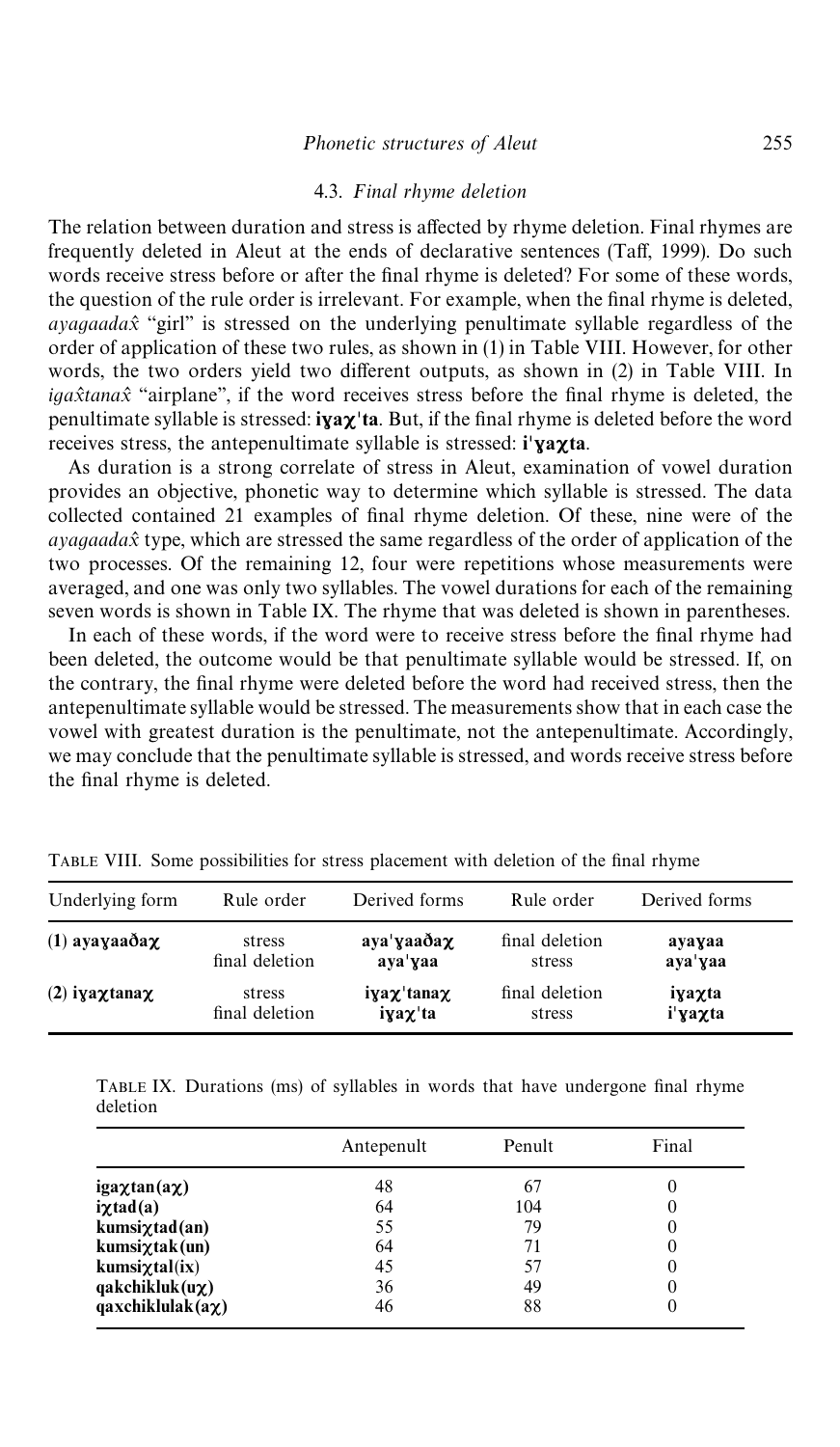### 4.3. *Final rhyme deletion*

The relation between duration and stress is affected by rhyme deletion. Final rhymes are frequently deleted in Aleut at the ends of declarative sentences (Taff, 1999). Do such words receive stress before or after the final rhyme is deleted? For some of these words, the question of the rule order is irrelevant. For example, when the final rhyme is deleted, *ayagaadax̂* "girl" is stressed on the underlying penultimate syllable regardless of the order of application of these two rules, as shown in (1) in Table VIII. However, for other words, the two orders yield two different outputs, as shown in (2) in Table VIII. In *igax̂tanax̂* "airplane", if the word receives stress before the final rhyme is deleted, the penultimate syllable is stressed: **iɣaχˈta**. But, if the final rhyme is deleted before the word receives stress, the antepenultimate syllable is stressed: **iˈɣaχta**.

As duration is a strong correlate of stress in Aleut, examination of vowel duration provides an objective, phonetic way to determine which syllable is stressed. The data collected contained 21 examples of final rhyme deletion. Of these, nine were of the *ayagaadax̂* type, which are stressed the same regardless of the order of application of the two processes. Of the remaining 12, four were repetitions whose measurements were averaged, and one was only two syllables. The vowel durations for each of the remaining seven words is shown in Table IX. The rhyme that was deleted is shown in parentheses.

In each of these words, if the word were to receive stress before the final rhyme had been deleted, the outcome would be that penultimate syllable would be stressed. If, on the contrary, the final rhyme were deleted before the word had received stress, then the antepenultimate syllable would be stressed. The measurements show that in each case the vowel with greatest duration is the penultimate, not the antepenultimate. Accordingly, we may conclude that the penultimate syllable is stressed, and words receive stress before the final rhyme is deleted.

TABLE VIII. Some possibilities for stress placement with deletion of the final rhyme

| Underlying form | Rule order | Derived forms | Rule order | Derived forms |
|---|---|---|---|---|
| (1) **ayaɣaaðaχ** | stress<br>final deletion | **ayaˈɣaaðaχ**<br>**ayaˈɣaa** | final deletion<br>stress | **ayaɣaa**<br>**ayaˈɣaa** |
| (2) **iɣaχtanaχ** | stress<br>final deletion | **iɣaχˈtanaχ**<br>**iɣaχˈta** | final deletion<br>stress | **iɣaχta**<br>**iˈɣaχta** |

TABLE IX. Durations (ms) of syllables in words that have undergone final rhyme deletion

| | Antepenult | Penult | Final |
|---|---|---|---|
| **igaχtan(aχ)** | 48 | 67 | 0 |
| **iχtad(a)** | 64 | 104 | 0 |
| **kumsiχtad(an)** | 55 | 79 | 0 |
| **kumsiχtak(un)** | 64 | 71 | 0 |
| **kumsiχtal(ix)** | 45 | 57 | 0 |
| **qakchikluk(uχ)** | 36 | 49 | 0 |
| **qaxchiklulak(aχ)** | 46 | 88 | 0 |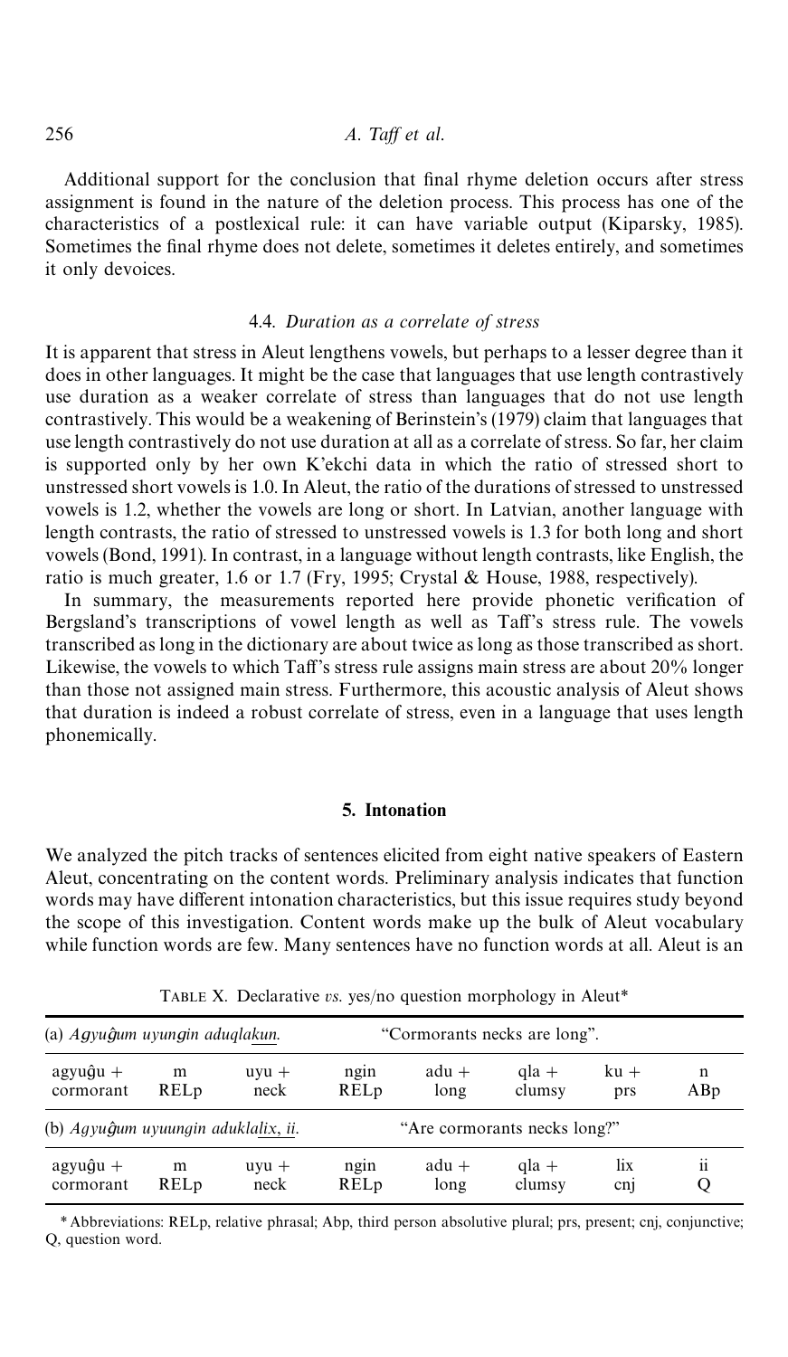Additional support for the conclusion that final rhyme deletion occurs after stress assignment is found in the nature of the deletion process. This process has one of the characteristics of a postlexical rule: it can have variable output (Kiparsky, 1985). Sometimes the final rhyme does not delete, sometimes it deletes entirely, and sometimes it only devoices.

### 4.4. *Duration as a correlate of stress*

It is apparent that stress in Aleut lengthens vowels, but perhaps to a lesser degree than it does in other languages. It might be the case that languages that use length contrastively use duration as a weaker correlate of stress than languages that do not use length contrastively. This would be a weakening of Berinstein's (1979) claim that languages that use length contrastively do not use duration at all as a correlate of stress. So far, her claim is supported only by her own K'ekchi data in which the ratio of stressed short to unstressed short vowels is 1.0. In Aleut, the ratio of the durations of stressed to unstressed vowels is 1.2, whether the vowels are long or short. In Latvian, another language with length contrasts, the ratio of stressed to unstressed vowels is 1.3 for both long and short vowels (Bond, 1991). In contrast, in a language without length contrasts, like English, the ratio is much greater, 1.6 or 1.7 (Fry, 1995; Crystal & House, 1988, respectively).

In summary, the measurements reported here provide phonetic verification of Bergsland's transcriptions of vowel length as well as Taff's stress rule. The vowels transcribed as long in the dictionary are about twice as long as those transcribed as short. Likewise, the vowels to which Taff's stress rule assigns main stress are about 20% longer than those not assigned main stress. Furthermore, this acoustic analysis of Aleut shows that duration is indeed a robust correlate of stress, even in a language that uses length phonemically.

## 5. Intonation

We analyzed the pitch tracks of sentences elicited from eight native speakers of Eastern Aleut, concentrating on the content words. Preliminary analysis indicates that function words may have different intonation characteristics, but this issue requires study beyond the scope of this investigation. Content words make up the bulk of Aleut vocabulary while function words are few. Many sentences have no function words at all. Aleut is an

TABLE X. Declarative *vs.* yes/no question morphology in Aleut*

| (a) *Agyuĝum uyungin aduqlakun.* | | | "Cormorants necks are long". | | | | |
|---|---|---|---|---|---|---|---|
| agyuĝu + | m | uyu + | ngin | adu + | qla + | ku + | n |
| cormorant | RELp | neck | RELp | long | clumsy | prs | ABp |
| (b) *Agyuĝum uyuungin aduklalix, ii.* | | | "Are cormorants necks long?" | | | | |
| agyuĝu + | m | uyu + | ngin | adu + | qla + | lix | ii |
| cormorant | RELp | neck | RELp | long | clumsy | cnj | Q |

* Abbreviations: RELp, relative phrasal; Abp, third person absolutive plural; prs, present; cnj, conjunctive; Q, question word.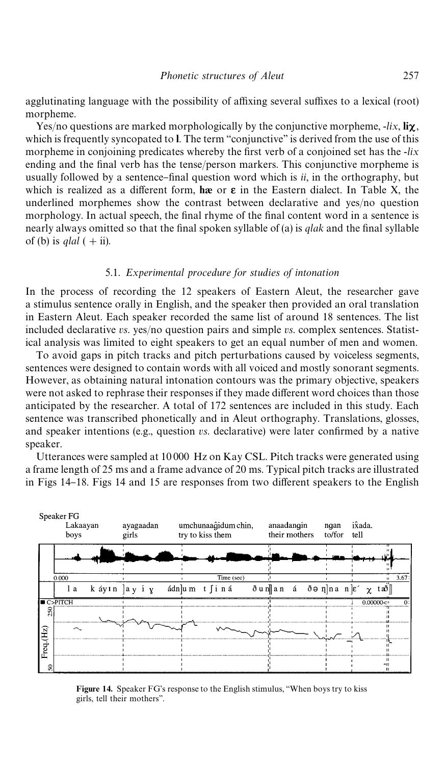agglutinating language with the possibility of affixing several suffixes to a lexical (root) morpheme.

Yes/no questions are marked morphologically by the conjunctive morpheme, *-lix*, **liχ**, which is frequently syncopated to **l**. The term "conjunctive" is derived from the use of this morpheme in conjoining predicates whereby the first verb of a conjoined set has the *-lix* ending and the final verb has the tense/person markers. This conjunctive morpheme is usually followed by a sentence-final question word which is *ii*, in the orthography, but which is realized as a different form, **hæ** or **ɛ** in the Eastern dialect. In Table X, the underlined morphemes show the contrast between declarative and yes/no question morphology. In actual speech, the final rhyme of the final content word in a sentence is nearly always omitted so that the final spoken syllable of (a) is *qlak* and the final syllable of (b) is *qlal* ( + ii).

### 5.1. *Experimental procedure for studies of intonation*

In the process of recording the 12 speakers of Eastern Aleut, the researcher gave a stimulus sentence orally in English, and the speaker then provided an oral translation in Eastern Aleut. Each speaker recorded the same list of around 18 sentences. The list included declarative *vs.* yes/no question pairs and simple *vs.* complex sentences. Statistical analysis was limited to eight speakers to get an equal number of men and women.

To avoid gaps in pitch tracks and pitch perturbations caused by voiceless segments, sentences were designed to contain words with all voiced and mostly sonorant segments. However, as obtaining natural intonation contours was the primary objective, speakers were not asked to rephrase their responses if they made different word choices than those anticipated by the researcher. A total of 172 sentences are included in this study. Each sentence was transcribed phonetically and in Aleut orthography. Translations, glosses, and speaker intentions (e.g., question *vs.* declarative) were later confirmed by a native speaker.

Utterances were sampled at 10 000 Hz on Kay CSL. Pitch tracks were generated using a frame length of 25 ms and a frame advance of 20 ms. Typical pitch tracks are illustrated in Figs 14–18. Figs 14 and 15 are responses from two different speakers to the English

**Figure 14.** Speaker FG's response to the English stimulus, "When boys try to kiss girls, tell their mothers".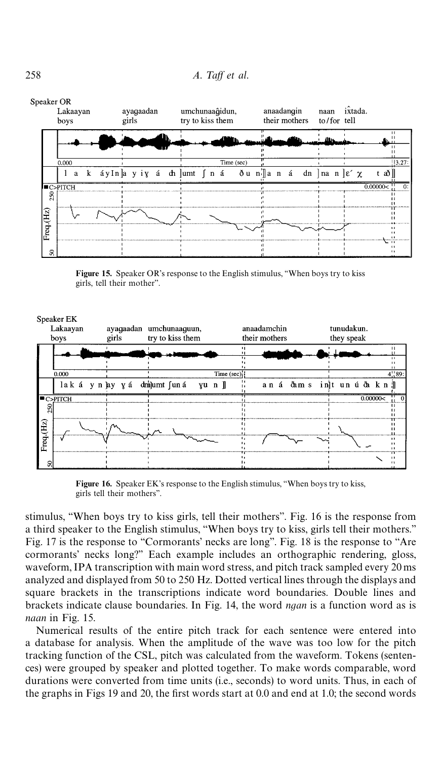Speaker OR

| Lakaayan | ayagaadan | umchunaaĝidun, | anaadangin | naan | ix̂tada. |
|---|---|---|---|---|---|
| boys | girls | try to kiss them | their mothers | to/for | tell |

**Figure 15.** Speaker OR's response to the English stimulus, "When boys try to kiss girls, tell their mother".

Speaker EK

| Lakaayan | ayagaadan | umchunaaguun, | anaadamchin | tunudakun. |
|---|---|---|---|---|
| boys | girls | try to kiss them | their mothers | they speak |

**Figure 16.** Speaker EK's response to the English stimulus, "When boys try to kiss, girls tell their mothers".

stimulus, "When boys try to kiss girls, tell their mothers". Fig. 16 is the response from a third speaker to the English stimulus, "When boys try to kiss, girls tell their mothers." Fig. 17 is the response to "Cormorants' necks are long". Fig. 18 is the response to "Are cormorants' necks long?" Each example includes an orthographic rendering, gloss, waveform, IPA transcription with main word stress, and pitch track sampled every 20 ms analyzed and displayed from 50 to 250 Hz. Dotted vertical lines through the displays and square brackets in the transcriptions indicate word boundaries. Double lines and brackets indicate clause boundaries. In Fig. 14, the word *ngan* is a function word as is *naan* in Fig. 15.

Numerical results of the entire pitch track for each sentence were entered into a database for analysis. When the amplitude of the wave was too low for the pitch tracking function of the CSL, pitch was calculated from the waveform. Tokens (sentences) were grouped by speaker and plotted together. To make words comparable, word durations were converted from time units (i.e., seconds) to word units. Thus, in each of the graphs in Figs 19 and 20, the first words start at 0.0 and end at 1.0; the second words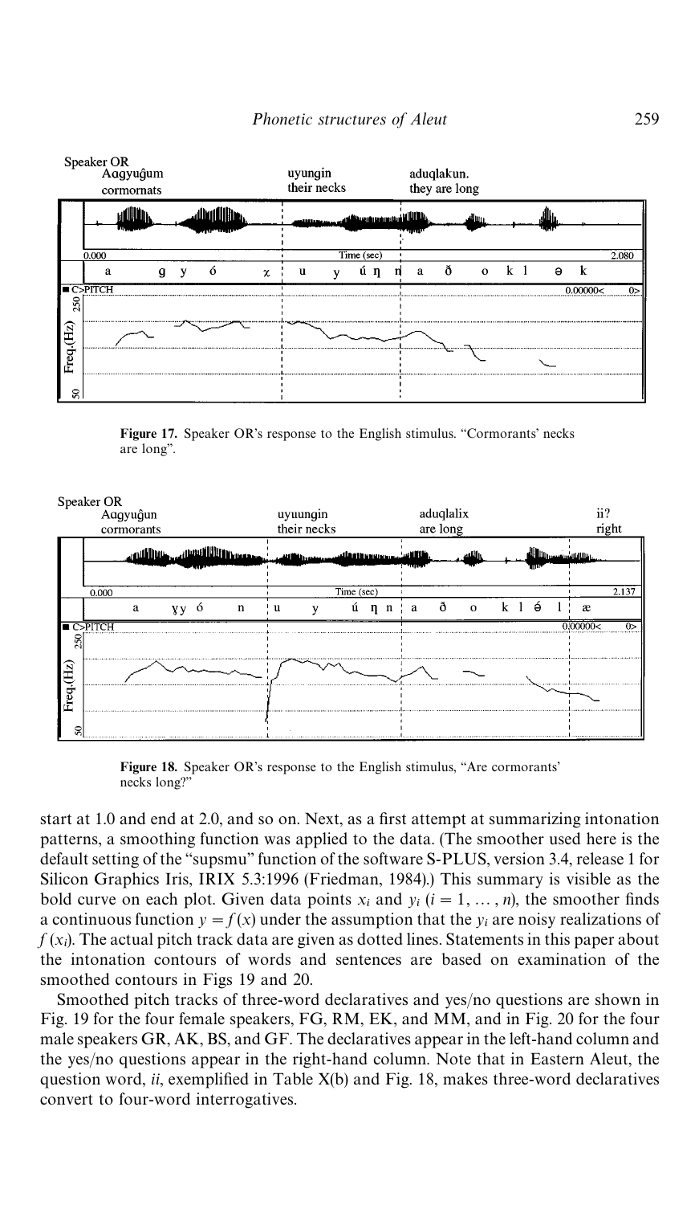Speaker OR

Aqgyuĝum cormornats | uyungin their necks | aduqlakun. they are long

**Figure 17.** Speaker OR's response to the English stimulus. "Cormorants' necks are long".

Speaker OR

Aqgyuĝun cormorants | uyuungin their necks | aduqlalix are long | ii? right

**Figure 18.** Speaker OR's response to the English stimulus, "Are cormorants' necks long?"

start at 1.0 and end at 2.0, and so on. Next, as a first attempt at summarizing intonation patterns, a smoothing function was applied to the data. (The smoother used here is the default setting of the "supsmu" function of the software S-PLUS, version 3.4, release 1 for Silicon Graphics Iris, IRIX 5.3:1996 (Friedman, 1984).) This summary is visible as the bold curve on each plot. Given data points $x_i$ and $y_i$ ($i = 1, \ldots, n$), the smoother finds a continuous function $y = f(x)$ under the assumption that the $y_i$ are noisy realizations of $f(x_i)$. The actual pitch track data are given as dotted lines. Statements in this paper about the intonation contours of words and sentences are based on examination of the smoothed contours in Figs 19 and 20.

Smoothed pitch tracks of three-word declaratives and yes/no questions are shown in Fig. 19 for the four female speakers, FG, RM, EK, and MM, and in Fig. 20 for the four male speakers GR, AK, BS, and GF. The declaratives appear in the left-hand column and the yes/no questions appear in the right-hand column. Note that in Eastern Aleut, the question word, *ii*, exemplified in Table X(b) and Fig. 18, makes three-word declaratives convert to four-word interrogatives.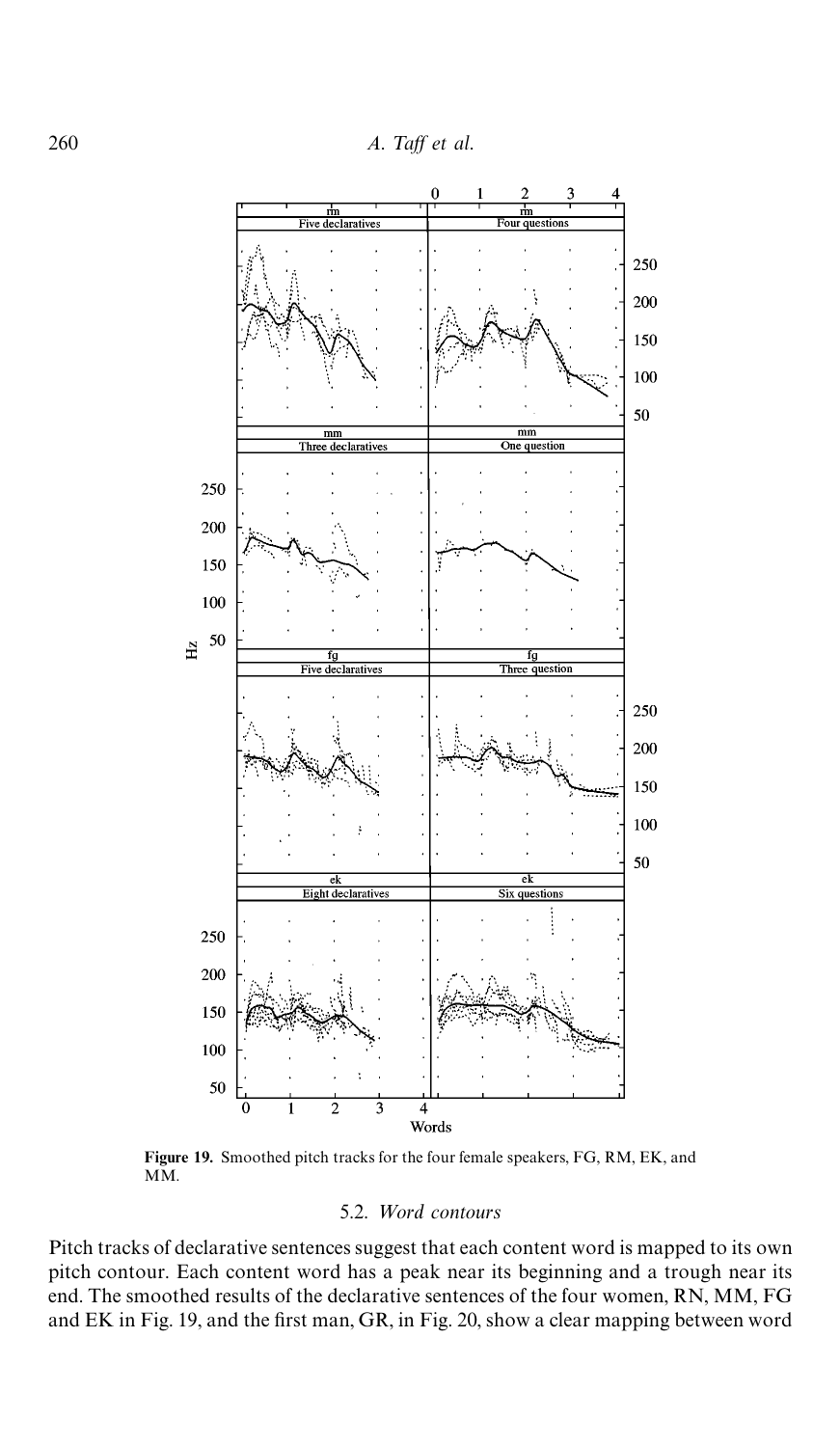**Figure 19.** Smoothed pitch tracks for the four female speakers, FG, RM, EK, and MM.

### 5.2. *Word contours*

Pitch tracks of declarative sentences suggest that each content word is mapped to its own pitch contour. Each content word has a peak near its beginning and a trough near its end. The smoothed results of the declarative sentences of the four women, RN, MM, FG and EK in Fig. 19, and the first man, GR, in Fig. 20, show a clear mapping between word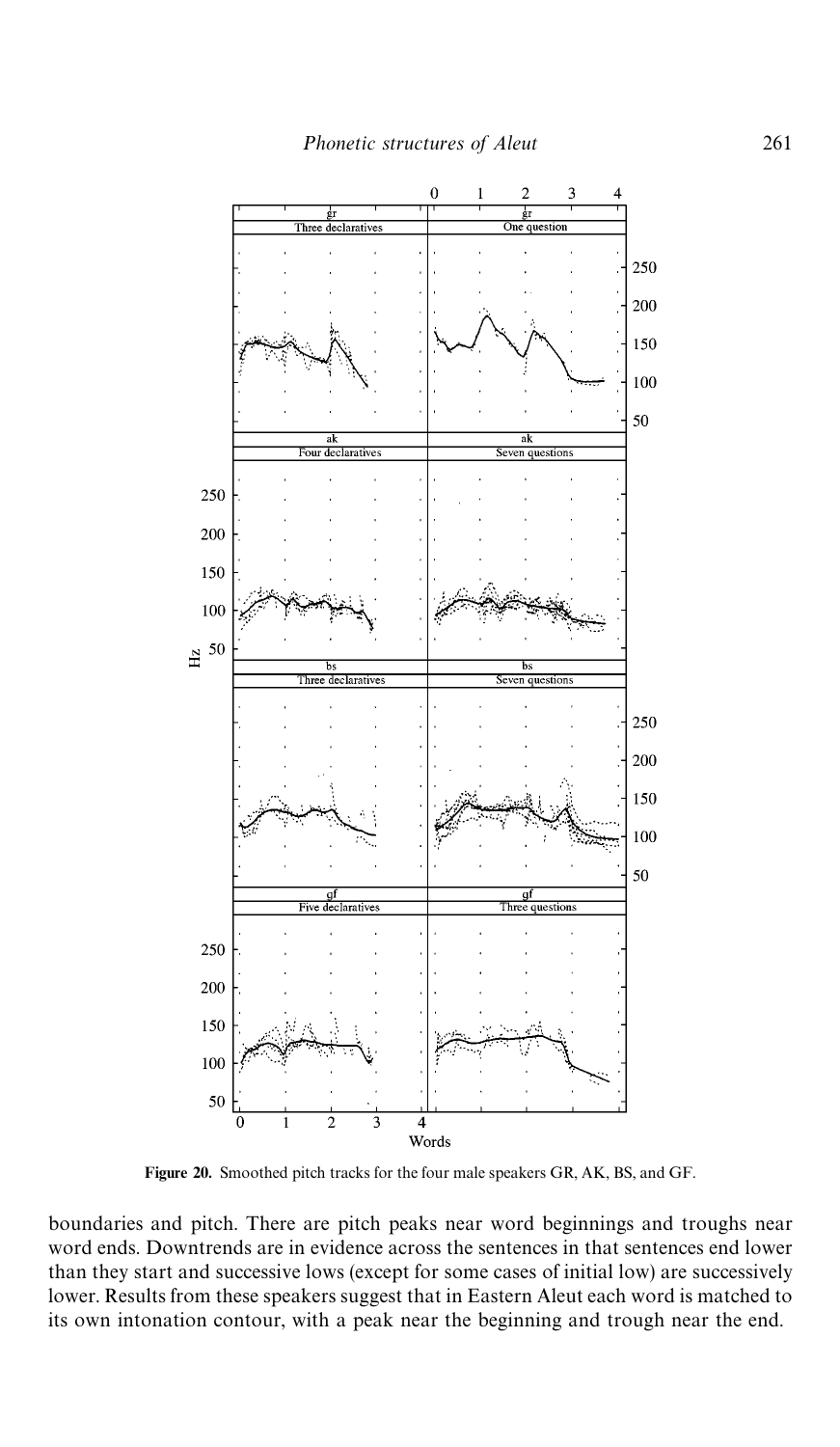**Figure 20.** Smoothed pitch tracks for the four male speakers GR, AK, BS, and GF.

boundaries and pitch. There are pitch peaks near word beginnings and troughs near word ends. Downtrends are in evidence across the sentences in that sentences end lower than they start and successive lows (except for some cases of initial low) are successively lower. Results from these speakers suggest that in Eastern Aleut each word is matched to its own intonation contour, with a peak near the beginning and trough near the end.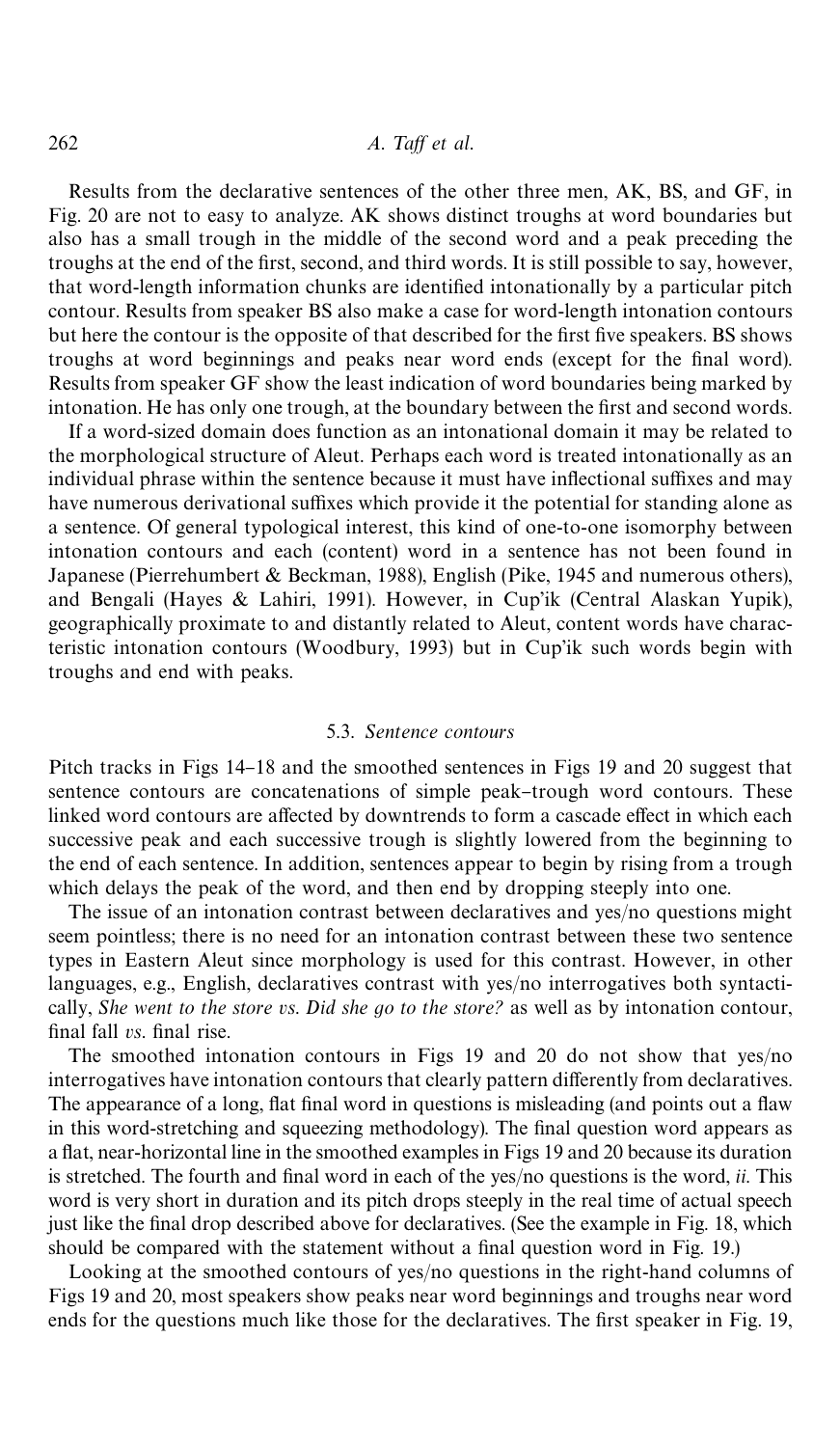Results from the declarative sentences of the other three men, AK, BS, and GF, in Fig. 20 are not to easy to analyze. AK shows distinct troughs at word boundaries but also has a small trough in the middle of the second word and a peak preceding the troughs at the end of the first, second, and third words. It is still possible to say, however, that word-length information chunks are identified intonationally by a particular pitch contour. Results from speaker BS also make a case for word-length intonation contours but here the contour is the opposite of that described for the first five speakers. BS shows troughs at word beginnings and peaks near word ends (except for the final word). Results from speaker GF show the least indication of word boundaries being marked by intonation. He has only one trough, at the boundary between the first and second words.

If a word-sized domain does function as an intonational domain it may be related to the morphological structure of Aleut. Perhaps each word is treated intonationally as an individual phrase within the sentence because it must have inflectional suffixes and may have numerous derivational suffixes which provide it the potential for standing alone as a sentence. Of general typological interest, this kind of one-to-one isomorphy between intonation contours and each (content) word in a sentence has not been found in Japanese (Pierrehumbert & Beckman, 1988), English (Pike, 1945 and numerous others), and Bengali (Hayes & Lahiri, 1991). However, in Cup'ik (Central Alaskan Yupik), geographically proximate to and distantly related to Aleut, content words have characteristic intonation contours (Woodbury, 1993) but in Cup'ik such words begin with troughs and end with peaks.

### 5.3. *Sentence contours*

Pitch tracks in Figs 14–18 and the smoothed sentences in Figs 19 and 20 suggest that sentence contours are concatenations of simple peak–trough word contours. These linked word contours are affected by downtrends to form a cascade effect in which each successive peak and each successive trough is slightly lowered from the beginning to the end of each sentence. In addition, sentences appear to begin by rising from a trough which delays the peak of the word, and then end by dropping steeply into one.

The issue of an intonation contrast between declaratives and yes/no questions might seem pointless; there is no need for an intonation contrast between these two sentence types in Eastern Aleut since morphology is used for this contrast. However, in other languages, e.g., English, declaratives contrast with yes/no interrogatives both syntactically, *She went to the store vs. Did she go to the store?* as well as by intonation contour, final fall *vs.* final rise.

The smoothed intonation contours in Figs 19 and 20 do not show that yes/no interrogatives have intonation contours that clearly pattern differently from declaratives. The appearance of a long, flat final word in questions is misleading (and points out a flaw in this word-stretching and squeezing methodology). The final question word appears as a flat, near-horizontal line in the smoothed examples in Figs 19 and 20 because its duration is stretched. The fourth and final word in each of the yes/no questions is the word, *ii*. This word is very short in duration and its pitch drops steeply in the real time of actual speech just like the final drop described above for declaratives. (See the example in Fig. 18, which should be compared with the statement without a final question word in Fig. 19.)

Looking at the smoothed contours of yes/no questions in the right-hand columns of Figs 19 and 20, most speakers show peaks near word beginnings and troughs near word ends for the questions much like those for the declaratives. The first speaker in Fig. 19,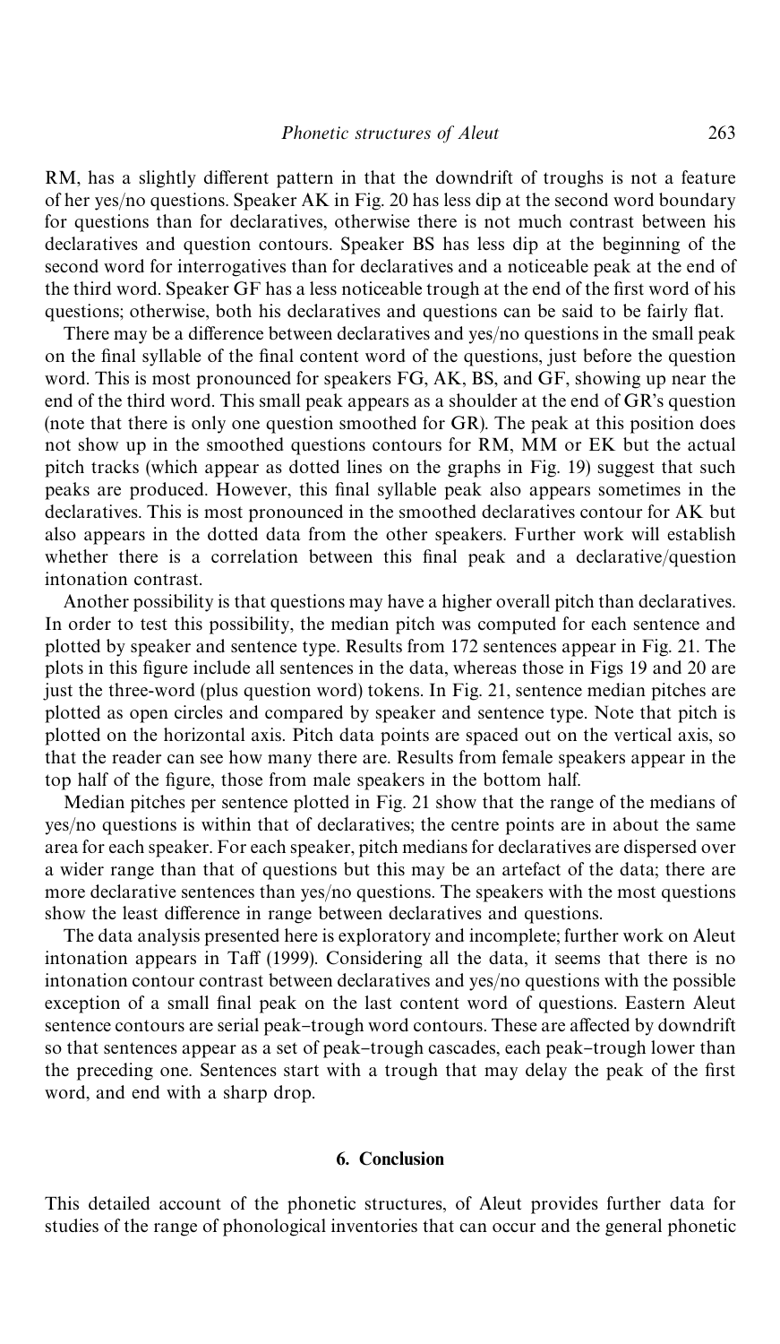RM, has a slightly different pattern in that the downdrift of troughs is not a feature of her yes/no questions. Speaker AK in Fig. 20 has less dip at the second word boundary for questions than for declaratives, otherwise there is not much contrast between his declaratives and question contours. Speaker BS has less dip at the beginning of the second word for interrogatives than for declaratives and a noticeable peak at the end of the third word. Speaker GF has a less noticeable trough at the end of the first word of his questions; otherwise, both his declaratives and questions can be said to be fairly flat.

There may be a difference between declaratives and yes/no questions in the small peak on the final syllable of the final content word of the questions, just before the question word. This is most pronounced for speakers FG, AK, BS, and GF, showing up near the end of the third word. This small peak appears as a shoulder at the end of GR's question (note that there is only one question smoothed for GR). The peak at this position does not show up in the smoothed questions contours for RM, MM or EK but the actual pitch tracks (which appear as dotted lines on the graphs in Fig. 19) suggest that such peaks are produced. However, this final syllable peak also appears sometimes in the declaratives. This is most pronounced in the smoothed declaratives contour for AK but also appears in the dotted data from the other speakers. Further work will establish whether there is a correlation between this final peak and a declarative/question intonation contrast.

Another possibility is that questions may have a higher overall pitch than declaratives. In order to test this possibility, the median pitch was computed for each sentence and plotted by speaker and sentence type. Results from 172 sentences appear in Fig. 21. The plots in this figure include all sentences in the data, whereas those in Figs 19 and 20 are just the three-word (plus question word) tokens. In Fig. 21, sentence median pitches are plotted as open circles and compared by speaker and sentence type. Note that pitch is plotted on the horizontal axis. Pitch data points are spaced out on the vertical axis, so that the reader can see how many there are. Results from female speakers appear in the top half of the figure, those from male speakers in the bottom half.

Median pitches per sentence plotted in Fig. 21 show that the range of the medians of yes/no questions is within that of declaratives; the centre points are in about the same area for each speaker. For each speaker, pitch medians for declaratives are dispersed over a wider range than that of questions but this may be an artefact of the data; there are more declarative sentences than yes/no questions. The speakers with the most questions show the least difference in range between declaratives and questions.

The data analysis presented here is exploratory and incomplete; further work on Aleut intonation appears in Taff (1999). Considering all the data, it seems that there is no intonation contour contrast between declaratives and yes/no questions with the possible exception of a small final peak on the last content word of questions. Eastern Aleut sentence contours are serial peak–trough word contours. These are affected by downdrift so that sentences appear as a set of peak–trough cascades, each peak–trough lower than the preceding one. Sentences start with a trough that may delay the peak of the first word, and end with a sharp drop.

## 6. Conclusion

This detailed account of the phonetic structures, of Aleut provides further data for studies of the range of phonological inventories that can occur and the general phonetic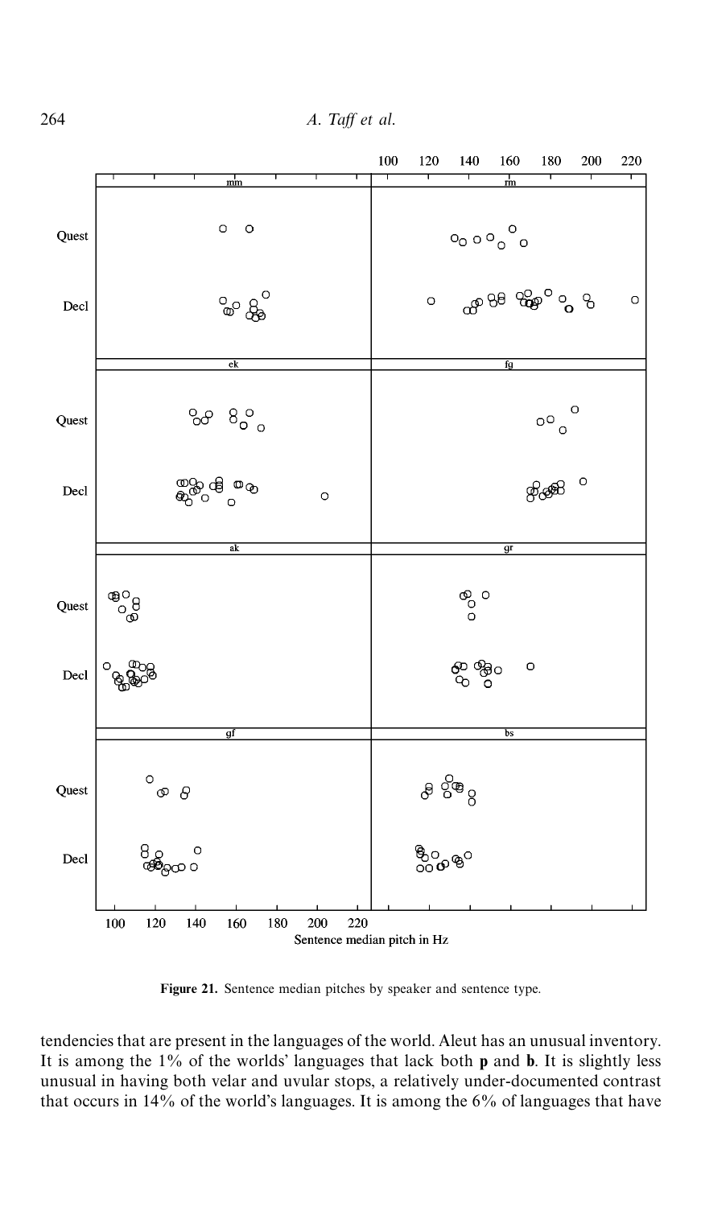**Figure 21.** Sentence median pitches by speaker and sentence type.

tendencies that are present in the languages of the world. Aleut has an unusual inventory. It is among the 1% of the worlds' languages that lack both **p** and **b**. It is slightly less unusual in having both velar and uvular stops, a relatively under-documented contrast that occurs in 14% of the world's languages. It is among the 6% of languages that have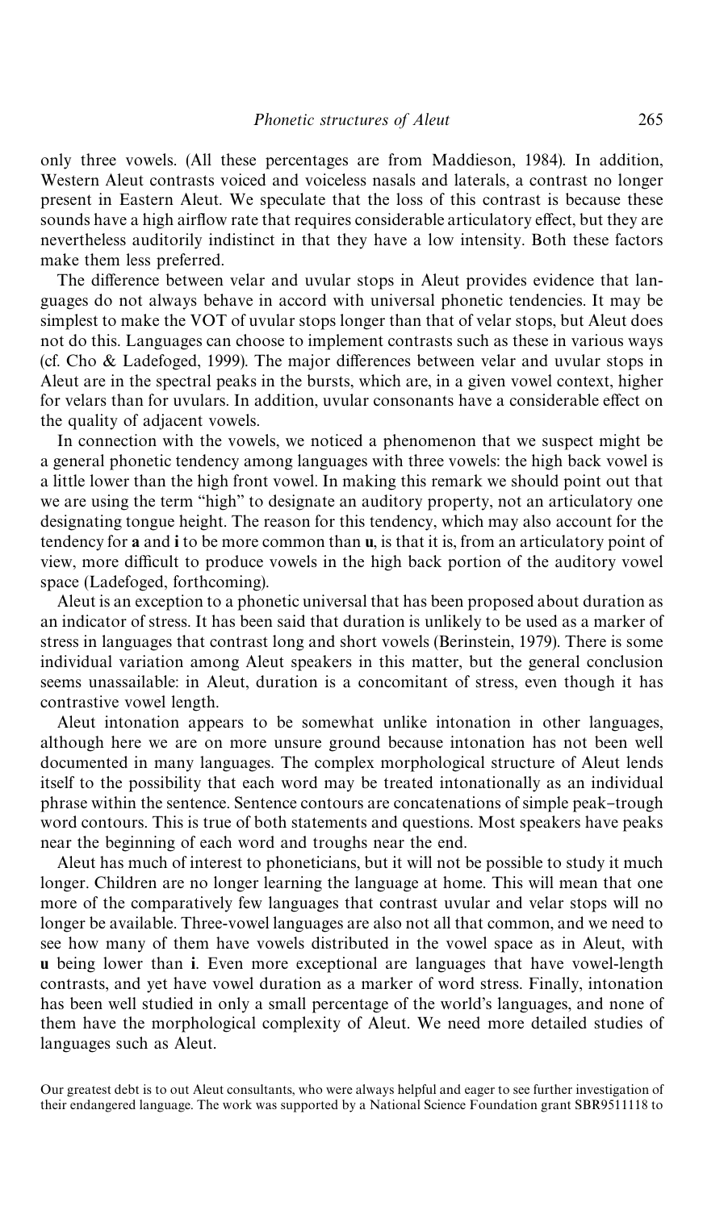only three vowels. (All these percentages are from Maddieson, 1984). In addition, Western Aleut contrasts voiced and voiceless nasals and laterals, a contrast no longer present in Eastern Aleut. We speculate that the loss of this contrast is because these sounds have a high airflow rate that requires considerable articulatory effect, but they are nevertheless auditorily indistinct in that they have a low intensity. Both these factors make them less preferred.

The difference between velar and uvular stops in Aleut provides evidence that languages do not always behave in accord with universal phonetic tendencies. It may be simplest to make the VOT of uvular stops longer than that of velar stops, but Aleut does not do this. Languages can choose to implement contrasts such as these in various ways (cf. Cho & Ladefoged, 1999). The major differences between velar and uvular stops in Aleut are in the spectral peaks in the bursts, which are, in a given vowel context, higher for velars than for uvulars. In addition, uvular consonants have a considerable effect on the quality of adjacent vowels.

In connection with the vowels, we noticed a phenomenon that we suspect might be a general phonetic tendency among languages with three vowels: the high back vowel is a little lower than the high front vowel. In making this remark we should point out that we are using the term "high" to designate an auditory property, not an articulatory one designating tongue height. The reason for this tendency, which may also account for the tendency for **a** and **i** to be more common than **u**, is that it is, from an articulatory point of view, more difficult to produce vowels in the high back portion of the auditory vowel space (Ladefoged, forthcoming).

Aleut is an exception to a phonetic universal that has been proposed about duration as an indicator of stress. It has been said that duration is unlikely to be used as a marker of stress in languages that contrast long and short vowels (Berinstein, 1979). There is some individual variation among Aleut speakers in this matter, but the general conclusion seems unassailable: in Aleut, duration is a concomitant of stress, even though it has contrastive vowel length.

Aleut intonation appears to be somewhat unlike intonation in other languages, although here we are on more unsure ground because intonation has not been well documented in many languages. The complex morphological structure of Aleut lends itself to the possibility that each word may be treated intonationally as an individual phrase within the sentence. Sentence contours are concatenations of simple peak–trough word contours. This is true of both statements and questions. Most speakers have peaks near the beginning of each word and troughs near the end.

Aleut has much of interest to phoneticians, but it will not be possible to study it much longer. Children are no longer learning the language at home. This will mean that one more of the comparatively few languages that contrast uvular and velar stops will no longer be available. Three-vowel languages are also not all that common, and we need to see how many of them have vowels distributed in the vowel space as in Aleut, with **u** being lower than **i**. Even more exceptional are languages that have vowel-length contrasts, and yet have vowel duration as a marker of word stress. Finally, intonation has been well studied in only a small percentage of the world's languages, and none of them have the morphological complexity of Aleut. We need more detailed studies of languages such as Aleut.

Our greatest debt is to out Aleut consultants, who were always helpful and eager to see further investigation of their endangered language. The work was supported by a National Science Foundation grant SBR9511118 to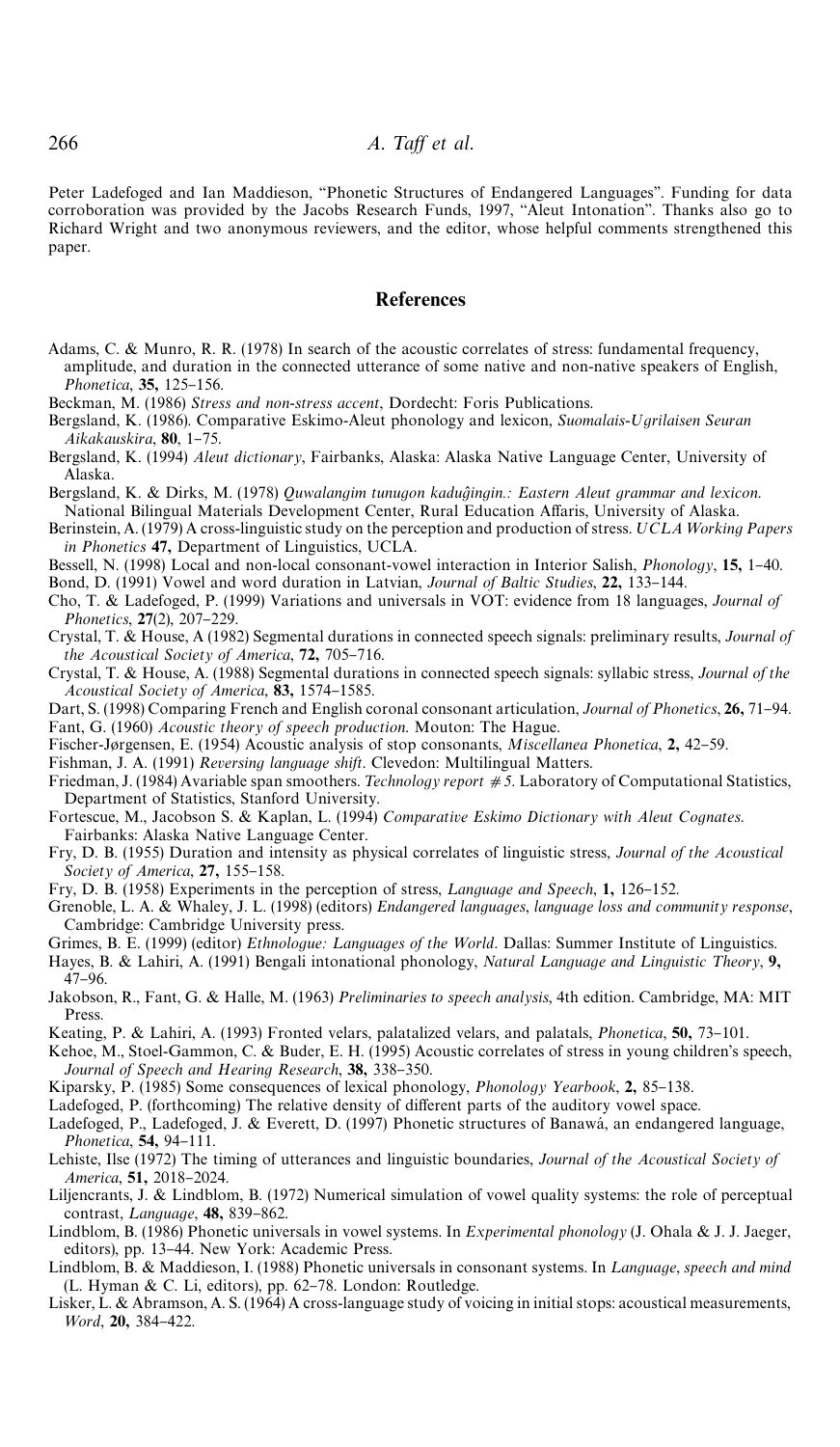Peter Ladefoged and Ian Maddieson, "Phonetic Structures of Endangered Languages". Funding for data corroboration was provided by the Jacobs Research Funds, 1997, "Aleut Intonation". Thanks also go to Richard Wright and two anonymous reviewers, and the editor, whose helpful comments strengthened this paper.

## References

Adams, C. & Munro, R. R. (1978) In search of the acoustic correlates of stress: fundamental frequency, amplitude, and duration in the connected utterance of some native and non-native speakers of English, *Phonetica*, **35,** 125–156.

Beckman, M. (1986) *Stress and non-stress accent*, Dordecht: Foris Publications.

Bergsland, K. (1986). Comparative Eskimo-Aleut phonology and lexicon, *Suomalais-Ugrilaisen Seuran Aikakauskira*, **80**, 1–75.

Bergsland, K. (1994) *Aleut dictionary*, Fairbanks, Alaska: Alaska Native Language Center, University of Alaska.

Bergsland, K. & Dirks, M. (1978) *Quwalangim tunugon kaduĝingin.: Eastern Aleut grammar and lexicon*. National Bilingual Materials Development Center, Rural Education Affaris, University of Alaska.

Berinstein, A. (1979) A cross-linguistic study on the perception and production of stress. *UCLA Working Papers in Phonetics* **47,** Department of Linguistics, UCLA.

Bessell, N. (1998) Local and non-local consonant-vowel interaction in Interior Salish, *Phonology*, **15,** 1–40.

Bond, D. (1991) Vowel and word duration in Latvian, *Journal of Baltic Studies*, **22,** 133–144.

Cho, T. & Ladefoged, P. (1999) Variations and universals in VOT: evidence from 18 languages, *Journal of Phonetics*, **27**(2), 207–229.

Crystal, T. & House, A (1982) Segmental durations in connected speech signals: preliminary results, *Journal of the Acoustical Society of America*, **72,** 705–716.

Crystal, T. & House, A. (1988) Segmental durations in connected speech signals: syllabic stress, *Journal of the Acoustical Society of America*, **83,** 1574–1585.

Dart, S. (1998) Comparing French and English coronal consonant articulation, *Journal of Phonetics*, **26,** 71–94.

Fant, G. (1960) *Acoustic theory of speech production*. Mouton: The Hague.

Fischer-Jørgensen, E. (1954) Acoustic analysis of stop consonants, *Miscellanea Phonetica*, **2,** 42–59.

Fishman, J. A. (1991) *Reversing language shift*. Clevedon: Multilingual Matters.

Friedman, J. (1984) Avariable span smoothers. *Technology report #5*. Laboratory of Computational Statistics, Department of Statistics, Stanford University.

Fortescue, M., Jacobson S. & Kaplan, L. (1994) *Comparative Eskimo Dictionary with Aleut Cognates*. Fairbanks: Alaska Native Language Center.

Fry, D. B. (1955) Duration and intensity as physical correlates of linguistic stress, *Journal of the Acoustical Society of America*, **27,** 155–158.

Fry, D. B. (1958) Experiments in the perception of stress, *Language and Speech*, **1,** 126–152.

Grenoble, L. A. & Whaley, J. L. (1998) (editors) *Endangered languages, language loss and community response*, Cambridge: Cambridge University press.

Grimes, B. E. (1999) (editor) *Ethnologue: Languages of the World*. Dallas: Summer Institute of Linguistics.

Hayes, B. & Lahiri, A. (1991) Bengali intonational phonology, *Natural Language and Linguistic Theory*, **9,** 47–96.

Jakobson, R., Fant, G. & Halle, M. (1963) *Preliminaries to speech analysis*, 4th edition. Cambridge, MA: MIT Press.

Keating, P. & Lahiri, A. (1993) Fronted velars, palatalized velars, and palatals, *Phonetica*, **50,** 73–101.

Kehoe, M., Stoel-Gammon, C. & Buder, E. H. (1995) Acoustic correlates of stress in young children's speech, *Journal of Speech and Hearing Research*, **38,** 338–350.

Kiparsky, P. (1985) Some consequences of lexical phonology, *Phonology Yearbook*, **2,** 85–138.

Ladefoged, P. (forthcoming) The relative density of different parts of the auditory vowel space.

Ladefoged, P., Ladefoged, J. & Everett, D. (1997) Phonetic structures of Banawá, an endangered language, *Phonetica*, **54,** 94–111.

Lehiste, Ilse (1972) The timing of utterances and linguistic boundaries, *Journal of the Acoustical Society of America*, **51,** 2018–2024.

Liljencrants, J. & Lindblom, B. (1972) Numerical simulation of vowel quality systems: the role of perceptual contrast, *Language*, **48,** 839–862.

Lindblom, B. (1986) Phonetic universals in vowel systems. In *Experimental phonology* (J. Ohala & J. J. Jaeger, editors), pp. 13–44. New York: Academic Press.

Lindblom, B. & Maddieson, I. (1988) Phonetic universals in consonant systems. In *Language, speech and mind* (L. Hyman & C. Li, editors), pp. 62–78. London: Routledge.

Lisker, L. & Abramson, A. S. (1964) A cross-language study of voicing in initial stops: acoustical measurements, *Word*, **20,** 384–422.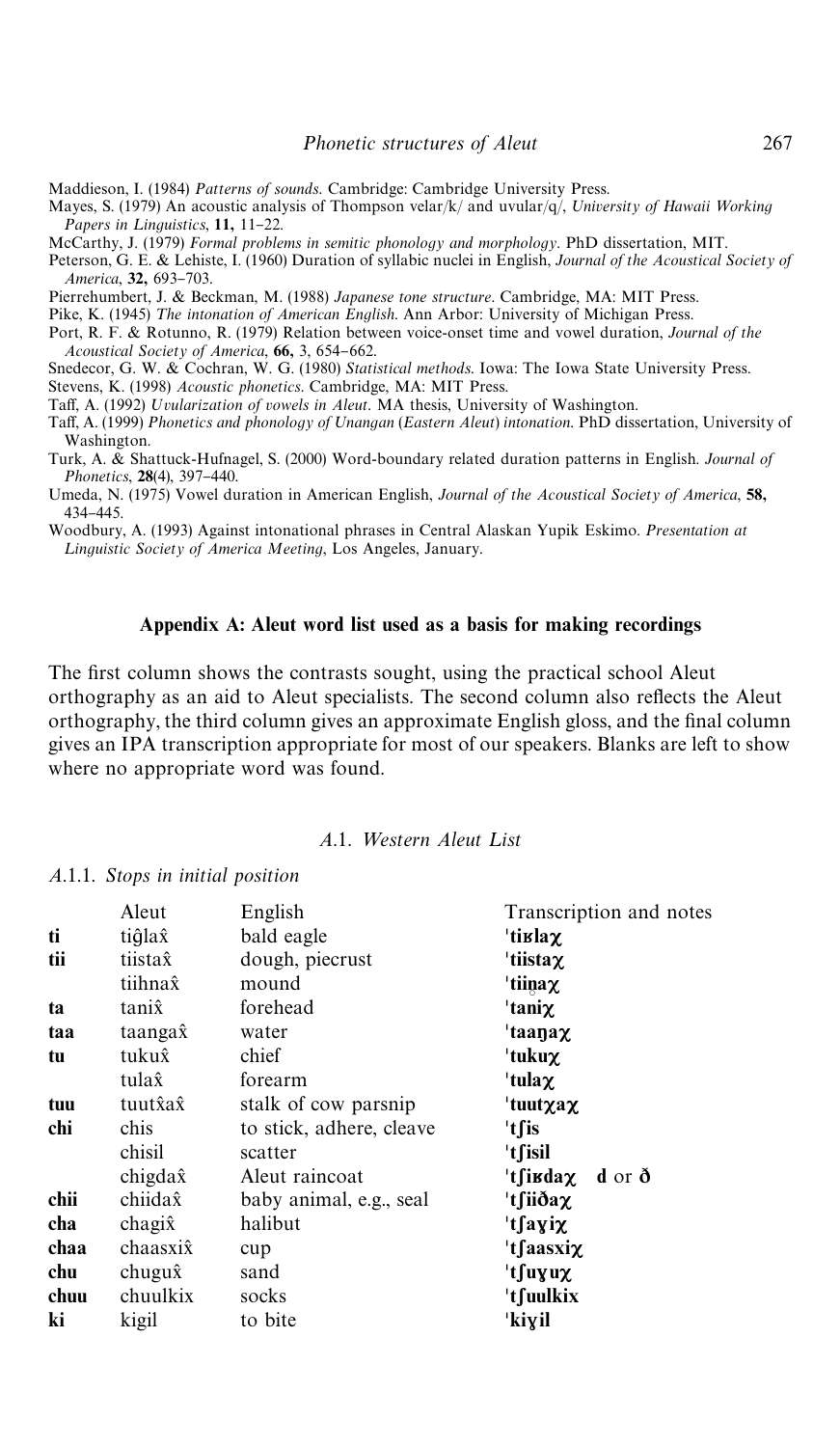Maddieson, I. (1984) *Patterns of sounds*. Cambridge: Cambridge University Press.

Mayes, S. (1979) An acoustic analysis of Thompson velar/k/ and uvular/q/, *University of Hawaii Working Papers in Linguistics*, **11**, 11–22.

McCarthy, J. (1979) *Formal problems in semitic phonology and morphology*. PhD dissertation, MIT.

Peterson, G. E. & Lehiste, I. (1960) Duration of syllabic nuclei in English, *Journal of the Acoustical Society of America*, **32,** 693–703.

Pierrehumbert, J. & Beckman, M. (1988) *Japanese tone structure*. Cambridge, MA: MIT Press.

Pike, K. (1945) *The intonation of American English*. Ann Arbor: University of Michigan Press.

Port, R. F. & Rotunno, R. (1979) Relation between voice-onset time and vowel duration, *Journal of the Acoustical Society of America*, **66,** 3, 654–662.

Snedecor, G. W. & Cochran, W. G. (1980) *Statistical methods*. Iowa: The Iowa State University Press.

Stevens, K. (1998) *Acoustic phonetics*. Cambridge, MA: MIT Press.

Taff, A. (1992) *Uvularization of vowels in Aleut*. MA thesis, University of Washington.

Taff, A. (1999) *Phonetics and phonology of Unangan (Eastern Aleut) intonation*. PhD dissertation, University of Washington.

Turk, A. & Shattuck-Hufnagel, S. (2000) Word-boundary related duration patterns in English. *Journal of Phonetics*, **28**(4), 397–440.

Umeda, N. (1975) Vowel duration in American English, *Journal of the Acoustical Society of America*, **58,** 434–445.

Woodbury, A. (1993) Against intonational phrases in Central Alaskan Yupik Eskimo. *Presentation at Linguistic Society of America Meeting*, Los Angeles, January.

## Appendix A: Aleut word list used as a basis for making recordings

The first column shows the contrasts sought, using the practical school Aleut orthography as an aid to Aleut specialists. The second column also reflects the Aleut orthography, the third column gives an approximate English gloss, and the final column gives an IPA transcription appropriate for most of our speakers. Blanks are left to show where no appropriate word was found.

### A.1. Western Aleut List

#### A.1.1. Stops in initial position

| | Aleut | English | Transcription and notes |
|---|---|---|---|
| **ti** | tiĝlax̂ | bald eagle | **ˈtiʁlaχ** |
| **tii** | tiistax̂ | dough, piecrust | **ˈtiistaχ** |
| | tiihnax̂ | mound | **ˈtiin̥aχ** |
| **ta** | tanix̂ | forehead | **ˈtaniχ** |
| **taa** | taangax̂ | water | **ˈtaaŋaχ** |
| **tu** | tukux̂ | chief | **ˈtukuχ** |
| | tulax̂ | forearm | **ˈtulaχ** |
| **tuu** | tuutx̂ax̂ | stalk of cow parsnip | **ˈtuutχaχ** |
| **chi** | chis | to stick, adhere, cleave | **ˈtʃis** |
| | chisil | scatter | **ˈtʃisil** |
| | chigdax̂ | Aleut raincoat | **ˈtʃiʁdaχ** **d** or **ð** |
| **chii** | chiidax̂ | baby animal, e.g., seal | **ˈtʃiiðaχ** |
| **cha** | chagix̂ | halibut | **ˈtʃaɣiχ** |
| **chaa** | chaasxix̂ | cup | **ˈtʃaasxiχ** |
| **chu** | chugux̂ | sand | **ˈtʃuɣuχ** |
| **chuu** | chuulkix | socks | **ˈtʃuulkix** |
| **ki** | kigil | to bite | **ˈkiɣil** |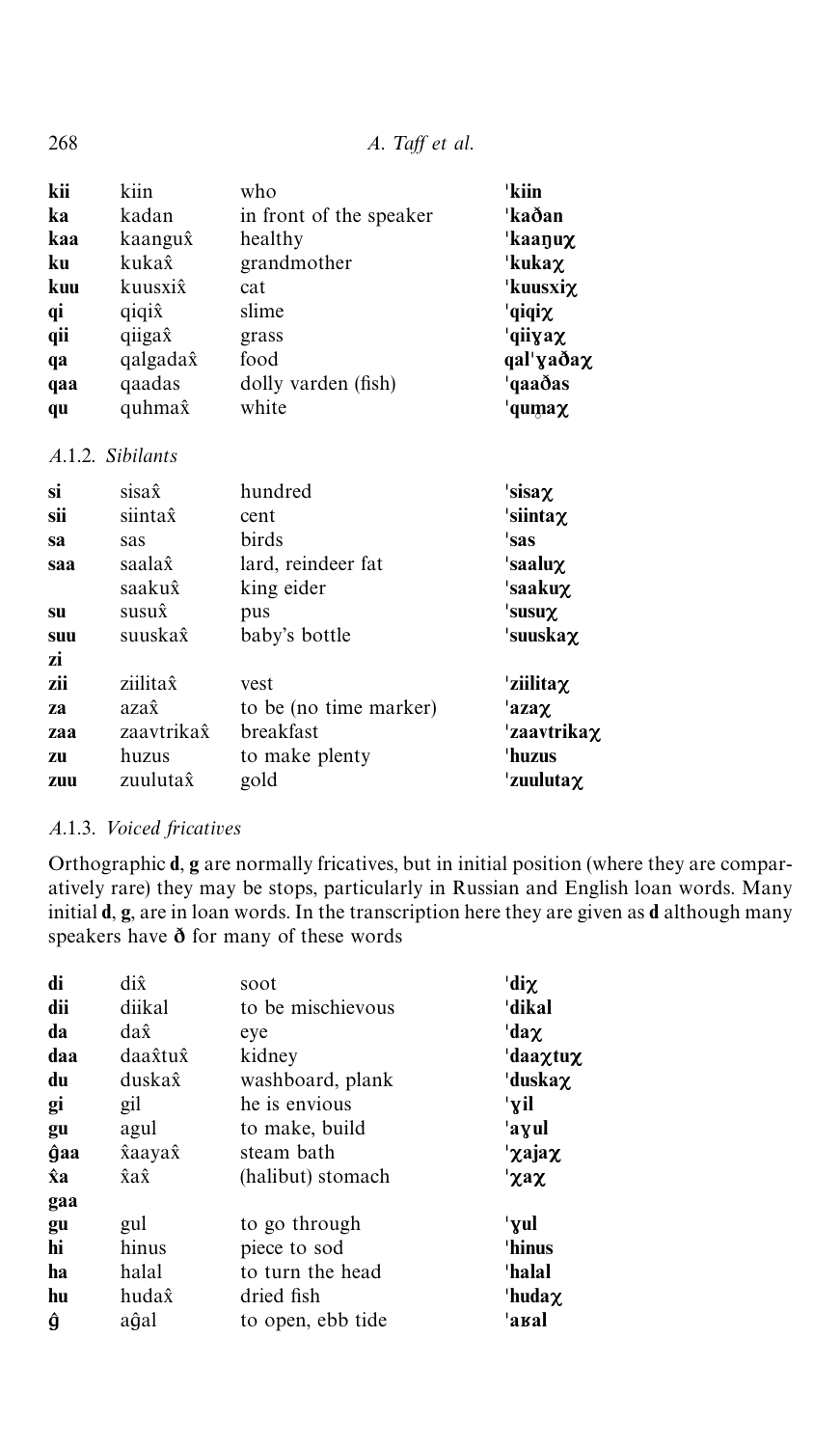| | | | |
|---|---|---|---|
| **kii** | kiin | who | **'kiin** |
| **ka** | kadan | in front of the speaker | **'kaðan** |
| **kaa** | kaangux̂ | healthy | **'kaaŋuχ** |
| **ku** | kukax̂ | grandmother | **'kukaχ** |
| **kuu** | kuusxix̂ | cat | **'kuusxiχ** |
| **qi** | qiqix̂ | slime | **'qiqiχ** |
| **qii** | qiigax̂ | grass | **'qiiɣaχ** |
| **qa** | qalgadax̂ | food | **qal'ɣaðaχ** |
| **qaa** | qaadas | dolly varden (fish) | **'qaaðas** |
| **qu** | quhmax̂ | white | **'qum̥aχ** |

*A.1.2. Sibilants*

| | | | |
|---|---|---|---|
| **si** | sisax̂ | hundred | **'sisaχ** |
| **sii** | siintax̂ | cent | **'siintaχ** |
| **sa** | sas | birds | **'sas** |
| **saa** | saalax̂ | lard, reindeer fat | **'saaluχ** |
| | saakux̂ | king eider | **'saakuχ** |
| **su** | susux̂ | pus | **'susuχ** |
| **suu** | suuskax̂ | baby's bottle | **'suuskaχ** |
| **zi** | | | |
| **zii** | ziilitax̂ | vest | **'ziilitaχ** |
| **za** | azax̂ | to be (no time marker) | **'azaχ** |
| **zaa** | zaavtrikax̂ | breakfast | **'zaavtrikaχ** |
| **zu** | huzus | to make plenty | **'huzus** |
| **zuu** | zuulutax̂ | gold | **'zuulutaχ** |

*A.1.3. Voiced fricatives*

Orthographic **d**, **g** are normally fricatives, but in initial position (where they are comparatively rare) they may be stops, particularly in Russian and English loan words. Many initial **d**, **g**, are in loan words. In the transcription here they are given as **d** although many speakers have **ð** for many of these words

| | | | |
|---|---|---|---|
| **di** | dix̂ | soot | **'diχ** |
| **dii** | diikal | to be mischievous | **'dikal** |
| **da** | dax̂ | eye | **'daχ** |
| **daa** | daax̂tux̂ | kidney | **'daaχtuχ** |
| **du** | duskax̂ | washboard, plank | **'duskaχ** |
| **gi** | gil | he is envious | **'ɣil** |
| **gu** | agul | to make, build | **'aɣul** |
| **ĝaa** | x̂aayax̂ | steam bath | **'χajaχ** |
| **x̂a** | x̂ax̂ | (halibut) stomach | **'χaχ** |
| **gaa** | | | |
| **gu** | gul | to go through | **'ɣul** |
| **hi** | hinus | piece to sod | **'hinus** |
| **ha** | halal | to turn the head | **'halal** |
| **hu** | hudax̂ | dried fish | **'hudaχ** |
| **ĝ** | aĝal | to open, ebb tide | **'aʁal** |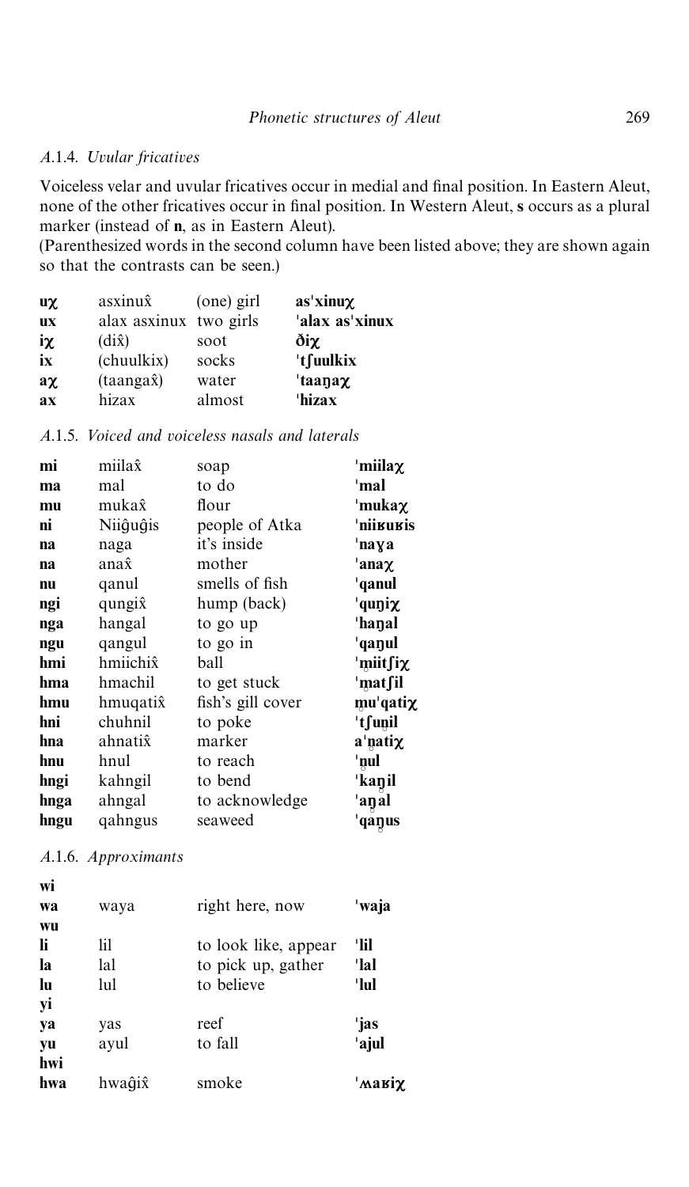### A.1.4. *Uvular fricatives*

Voiceless velar and uvular fricatives occur in medial and final position. In Eastern Aleut, none of the other fricatives occur in final position. In Western Aleut, **s** occurs as a plural marker (instead of **n**, as in Eastern Aleut).

(Parenthesized words in the second column have been listed above; they are shown again so that the contrasts can be seen.)

| | | | |
|---|---|---|---|
| **uχ** | asxinux̂ | (one) girl | **as'xinuχ** |
| **ux** | alax asxinux | two girls | **'alax as'xinux** |
| **iχ** | (dix̂) | soot | **ðiχ** |
| **ix** | (chuulkix) | socks | **'tʃuulkix** |
| **aχ** | (taangax̂) | water | **'taaŋaχ** |
| **ax** | hizax | almost | **'hizax** |

### A.1.5. *Voiced and voiceless nasals and laterals*

| | | | |
|---|---|---|---|
| **mi** | miilax̂ | soap | **'miilaχ** |
| **ma** | mal | to do | **'mal** |
| **mu** | mukax̂ | flour | **'mukaχ** |
| **ni** | Niiĝuĝis | people of Atka | **'niiʁuʁis** |
| **na** | naga | it's inside | **'naɣa** |
| **na** | anax̂ | mother | **'anaχ** |
| **nu** | qanul | smells of fish | **'qanul** |
| **ngi** | qungix̂ | hump (back) | **'quŋiχ** |
| **nga** | hangal | to go up | **'haŋal** |
| **ngu** | qangul | to go in | **'qaŋul** |
| **hmi** | hmiichix̂ | ball | **'m̥iitʃiχ** |
| **hma** | hmachil | to get stuck | **'m̥atʃil** |
| **hmu** | hmuqatix̂ | fish's gill cover | **m̥u'qatiχ** |
| **hni** | chuhnil | to poke | **'tʃun̥il** |
| **hna** | ahnatix̂ | marker | **a'n̥atiχ** |
| **hnu** | hnul | to reach | **'n̥ul** |
| **hngi** | kahngil | to bend | **'kaŋ̊il** |
| **hnga** | ahngal | to acknowledge | **'aŋ̊al** |
| **hngu** | qahngus | seaweed | **'qaŋ̊us** |

### A.1.6. *Approximants*

| | | | |
|---|---|---|---|
| **wi** | | | |
| **wa** | waya | right here, now | **'waja** |
| **wu** | | | |
| **li** | lil | to look like, appear | **'lil** |
| **la** | lal | to pick up, gather | **'lal** |
| **lu** | lul | to believe | **'lul** |
| **yi** | | | |
| **ya** | yas | reef | **'jas** |
| **yu** | ayul | to fall | **'ajul** |
| **hwi** | | | |
| **hwa** | hwaĝix̂ | smoke | **'ʍaʁiχ** |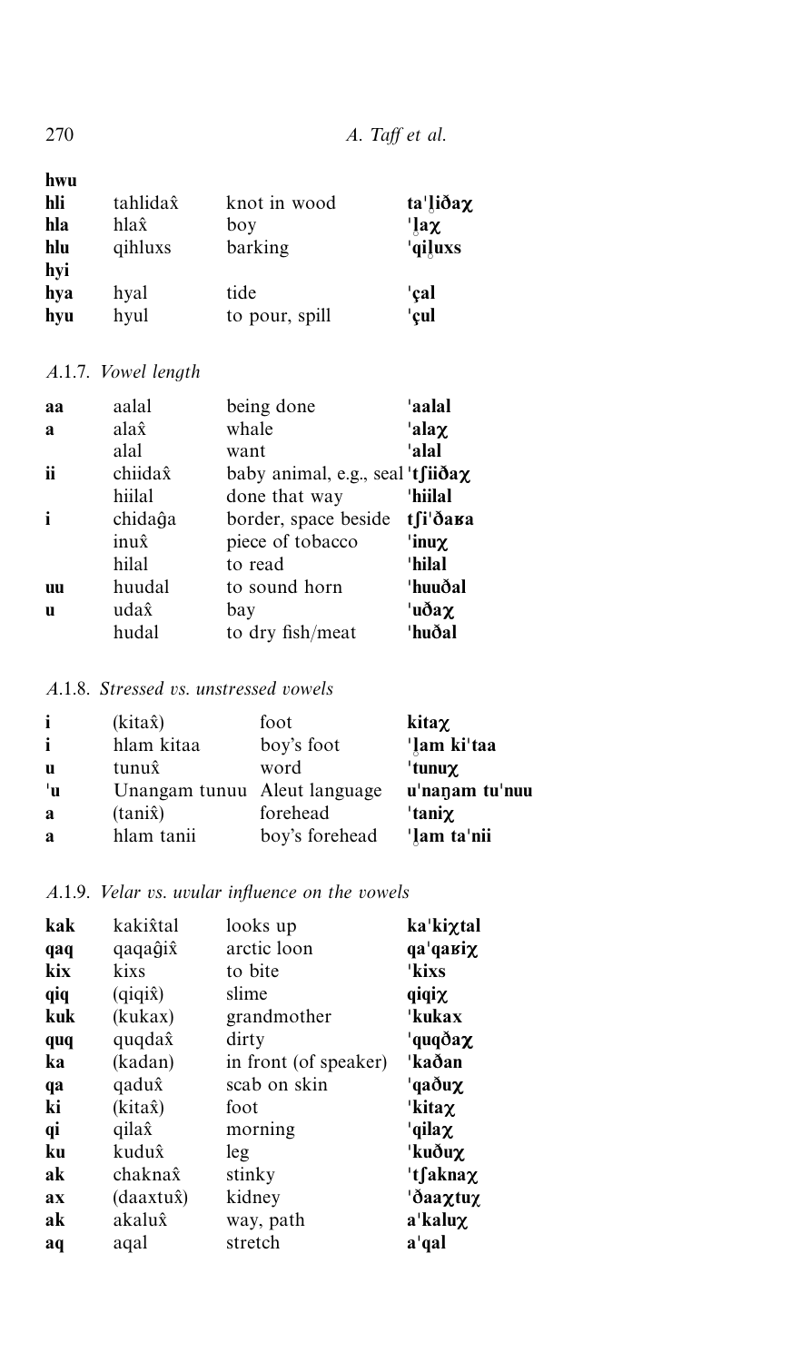| | | | |
|---|---|---|---|
| **hwu** | | | |
| **hli** | tahlidax̂ | knot in wood | **taˈl̥iðaχ** |
| **hla** | hlax̂ | boy | **ˈl̥aχ** |
| **hlu** | qihluxs | barking | **ˈqil̥uxs** |
| **hyi** | | | |
| **hya** | hyal | tide | **ˈçal** |
| **hyu** | hyul | to pour, spill | **ˈçul** |

### A.1.7. *Vowel length*

| | | | |
|---|---|---|---|
| **aa** | aalal | being done | **ˈaalal** |
| **a** | alax̂ | whale | **ˈalaχ** |
| | alal | want | **ˈalal** |
| **ii** | chiidax̂ | baby animal, e.g., seal | **ˈtʃiiðaχ** |
| | hiilal | done that way | **ˈhiilal** |
| **i** | chidaĝa | border, space beside | **tʃiˈðaʁa** |
| | inux̂ | piece of tobacco | **ˈinuχ** |
| | hilal | to read | **ˈhilal** |
| **uu** | huudal | to sound horn | **ˈhuuðal** |
| **u** | udax̂ | bay | **ˈuðaχ** |
| | hudal | to dry fish/meat | **ˈhuðal** |

### A.1.8. *Stressed vs. unstressed vowels*

| | | | |
|---|---|---|---|
| **i** | (kitax̂) | foot | **kitaχ** |
| **i** | hlam kitaa | boy's foot | **ˈl̥am kiˈtaa** |
| **u** | tunux̂ | word | **ˈtunuχ** |
| **ˈu** | Unangam tunuu | Aleut language | **uˈnaŋam tuˈnuu** |
| **a** | (tanix̂) | forehead | **ˈtaniχ** |
| **a** | hlam tanii | boy's forehead | **ˈl̥am taˈnii** |

### A.1.9. *Velar vs. uvular influence on the vowels*

| | | | |
|---|---|---|---|
| **kak** | kakix̂tal | looks up | **kaˈkiχtal** |
| **qaq** | qaqaĝix̂ | arctic loon | **qaˈqaʁiχ** |
| **kix** | kixs | to bite | **ˈkixs** |
| **qiq** | (qiqix̂) | slime | **qiqiχ** |
| **kuk** | (kukax) | grandmother | **ˈkukax** |
| **quq** | quqdax̂ | dirty | **ˈquqðaχ** |
| **ka** | (kadan) | in front (of speaker) | **ˈkaðan** |
| **qa** | qadux̂ | scab on skin | **ˈqaðuχ** |
| **ki** | (kitax̂) | foot | **ˈkitaχ** |
| **qi** | qilax̂ | morning | **ˈqilaχ** |
| **ku** | kudux̂ | leg | **ˈkuðuχ** |
| **ak** | chaknax̂ | stinky | **ˈtʃaknaχ** |
| **ax** | (daaxtux̂) | kidney | **ˈðaaχtuχ** |
| **ak** | akalux̂ | way, path | **aˈkaluχ** |
| **aq** | aqal | stretch | **aˈqal** |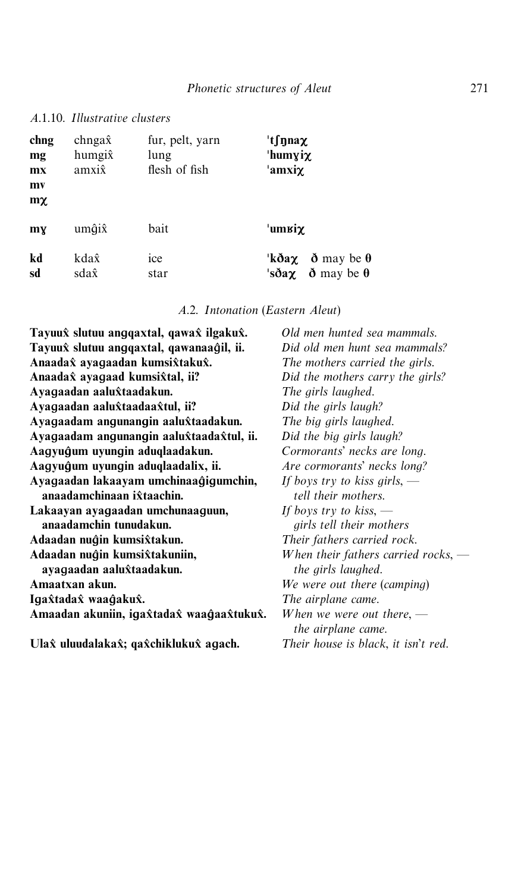*A.*1.10. *Illustrative clusters*

| | | | |
|---|---|---|---|
| **chng** | chngax̂ | fur, pelt, yarn | **ˈtʃŋnaχ** |
| **mg** | humgix̂ | lung | **ˈhumɣiχ** |
| **mx** | amxix̂ | flesh of fish | **ˈamxiχ** |
| **mv** | | | |
| **mχ** | | | |
| **mɣ** | umĝix̂ | bait | **ˈumʁiχ** |
| **kd** | kdax̂ | ice | **ˈkðaχ** **ð** may be **θ** |
| **sd** | sdax̂ | star | **ˈsðaχ** **ð** may be **θ** |

*A.2. Intonation (Eastern Aleut)*

| | |
|---|---|
| **Tayuux̂ slutuu angqaxtal, qawax̂ ilgakux̂.** | *Old men hunted sea mammals.* |
| **Tayuux̂ slutuu angqaxtal, qawanaaĝil, ii.** | *Did old men hunt sea mammals?* |
| **Anaadax̂ ayagaadan kumsix̂takux̂.** | *The mothers carried the girls.* |
| **Anaadax̂ ayagaad kumsix̂tal, ii?** | *Did the mothers carry the girls?* |
| **Ayagaadan aalux̂taadakun.** | *The girls laughed.* |
| **Ayagaadan aalux̂taadaax̂tul, ii?** | *Did the girls laugh?* |
| **Ayagaadam angunangin aalux̂taadakun.** | *The big girls laughed.* |
| **Ayagaadam angunangin aalux̂taadax̂tul, ii.** | *Did the big girls laugh?* |
| **Aagyuĝum uyungin aduqlaadakun.** | *Cormorants' necks are long.* |
| **Aagyuĝum uyungin aduqlaadalix, ii.** | *Are cormorants' necks long?* |
| **Ayagaadan lakaayam umchinaaĝigumchin, anaadamchinaan ix̂taachin.** | *If boys try to kiss girls, — tell their mothers.* |
| **Lakaayan ayagaadan umchunaaguun, anaadamchin tunudakun.** | *If boys try to kiss, — girls tell their mothers* |
| **Adaadan nuĝin kumsix̂takun.** | *Their fathers carried rock.* |
| **Adaadan nuĝin kumsix̂takuniin, ayagaadan aalux̂taadakun.** | *When their fathers carried rocks, — the girls laughed.* |
| **Amaatxan akun.** | *We were out there (camping)* |
| **Igax̂tadax̂ waaĝakux̂.** | *The airplane came.* |
| **Amaadan akuniin, igax̂tadax̂ waaĝaax̂tukux̂.** | *When we were out there, — the airplane came.* |
| **Ulax̂ uluudalakax̂; qax̂chiklukux̂ agach.** | *Their house is black, it isn't red.* |